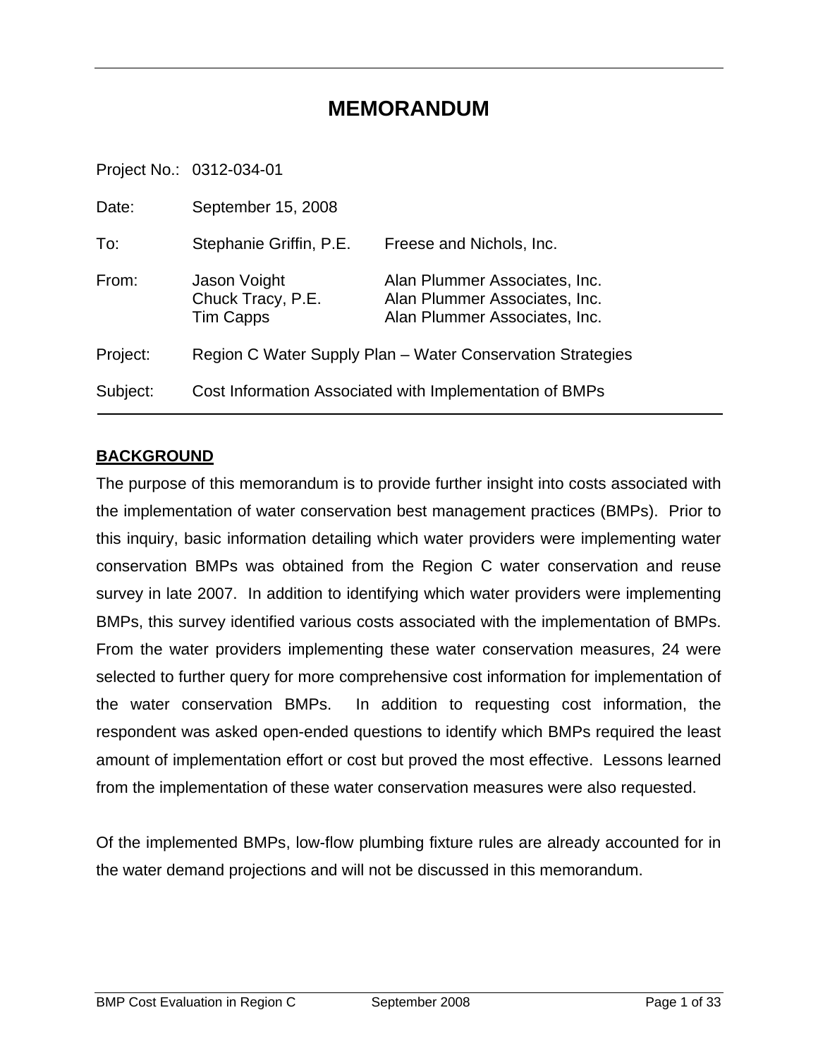# MEMORANDUM

| | | |
|---|---|---|
| Project No.: | 0312-034-01 | |
| Date: | September 15, 2008 | |
| To: | Stephanie Griffin, P.E. | Freese and Nichols, Inc. |
| From: | Jason Voight<br>Chuck Tracy, P.E.<br>Tim Capps | Alan Plummer Associates, Inc.<br>Alan Plummer Associates, Inc.<br>Alan Plummer Associates, Inc. |
| Project: | Region C Water Supply Plan – Water Conservation Strategies | |
| Subject: | Cost Information Associated with Implementation of BMPs | |

## BACKGROUND

The purpose of this memorandum is to provide further insight into costs associated with the implementation of water conservation best management practices (BMPs). Prior to this inquiry, basic information detailing which water providers were implementing water conservation BMPs was obtained from the Region C water conservation and reuse survey in late 2007. In addition to identifying which water providers were implementing BMPs, this survey identified various costs associated with the implementation of BMPs. From the water providers implementing these water conservation measures, 24 were selected to further query for more comprehensive cost information for implementation of the water conservation BMPs. In addition to requesting cost information, the respondent was asked open-ended questions to identify which BMPs required the least amount of implementation effort or cost but proved the most effective. Lessons learned from the implementation of these water conservation measures were also requested.

Of the implemented BMPs, low-flow plumbing fixture rules are already accounted for in the water demand projections and will not be discussed in this memorandum.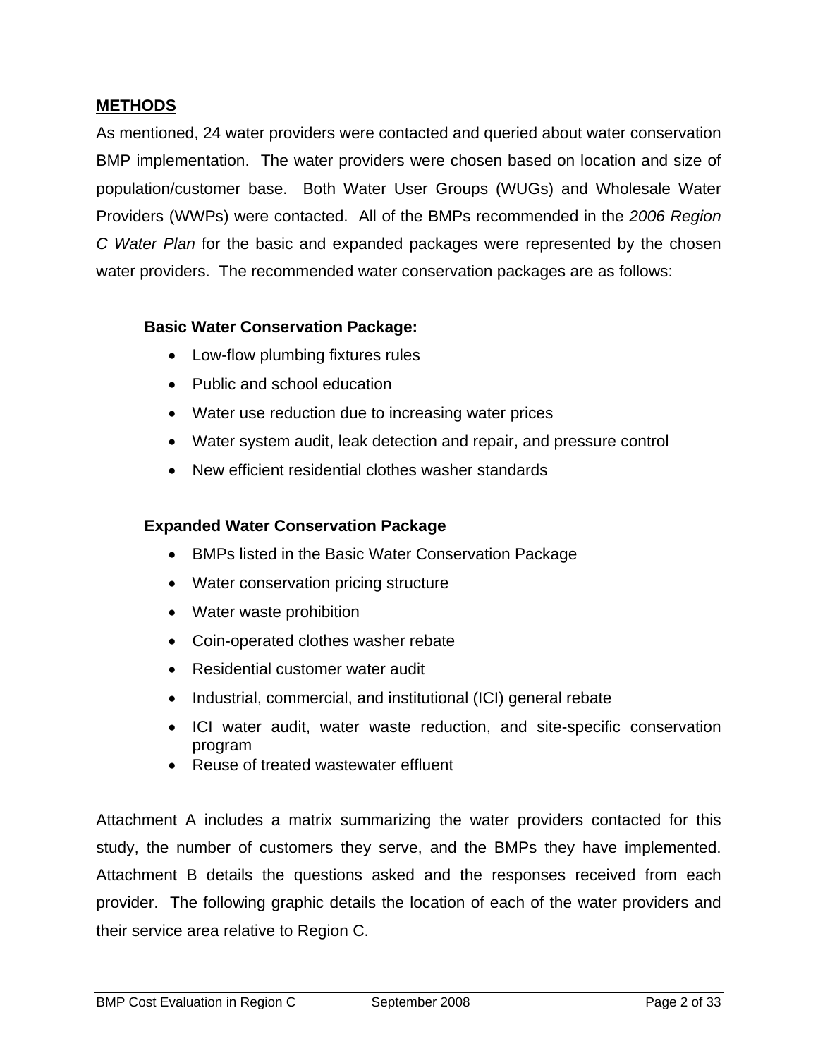## METHODS

As mentioned, 24 water providers were contacted and queried about water conservation BMP implementation. The water providers were chosen based on location and size of population/customer base. Both Water User Groups (WUGs) and Wholesale Water Providers (WWPs) were contacted. All of the BMPs recommended in the *2006 Region C Water Plan* for the basic and expanded packages were represented by the chosen water providers. The recommended water conservation packages are as follows:

**Basic Water Conservation Package:**

- Low-flow plumbing fixtures rules
- Public and school education
- Water use reduction due to increasing water prices
- Water system audit, leak detection and repair, and pressure control
- New efficient residential clothes washer standards

**Expanded Water Conservation Package**

- BMPs listed in the Basic Water Conservation Package
- Water conservation pricing structure
- Water waste prohibition
- Coin-operated clothes washer rebate
- Residential customer water audit
- Industrial, commercial, and institutional (ICI) general rebate
- ICI water audit, water waste reduction, and site-specific conservation program
- Reuse of treated wastewater effluent

Attachment A includes a matrix summarizing the water providers contacted for this study, the number of customers they serve, and the BMPs they have implemented. Attachment B details the questions asked and the responses received from each provider. The following graphic details the location of each of the water providers and their service area relative to Region C.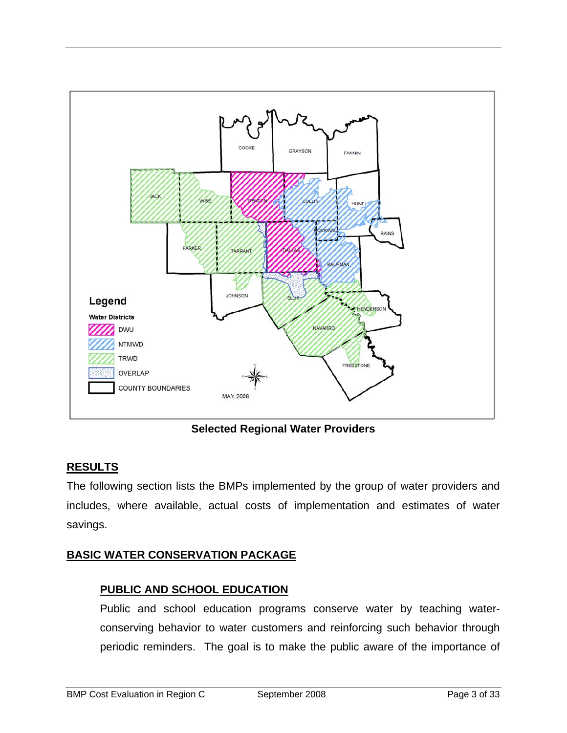Selected Regional Water Providers

## RESULTS

The following section lists the BMPs implemented by the group of water providers and includes, where available, actual costs of implementation and estimates of water savings.

## BASIC WATER CONSERVATION PACKAGE

### PUBLIC AND SCHOOL EDUCATION

Public and school education programs conserve water by teaching water-conserving behavior to water customers and reinforcing such behavior through periodic reminders. The goal is to make the public aware of the importance of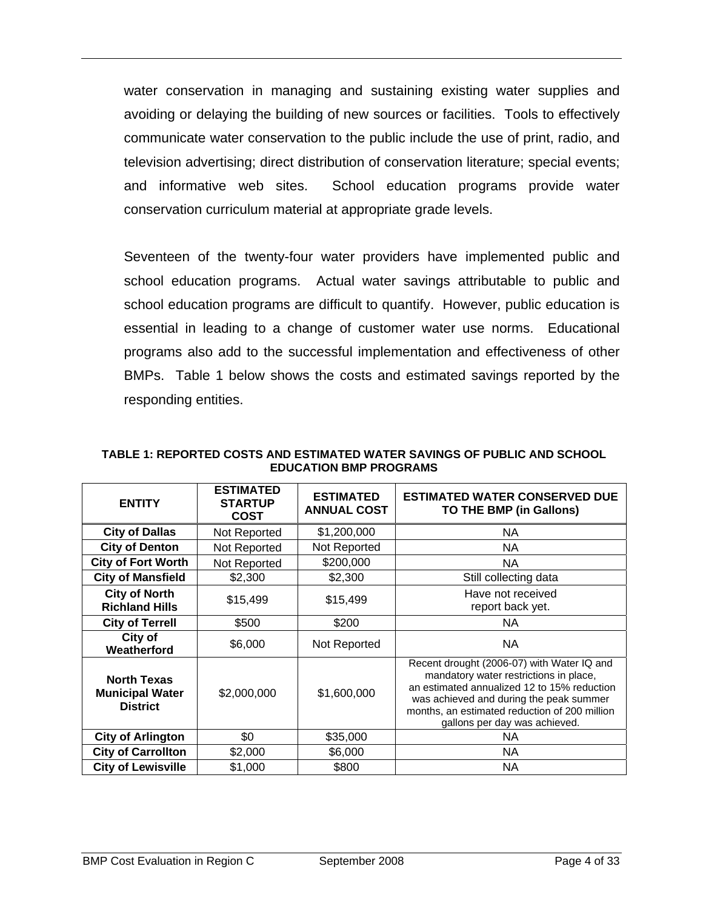water conservation in managing and sustaining existing water supplies and avoiding or delaying the building of new sources or facilities. Tools to effectively communicate water conservation to the public include the use of print, radio, and television advertising; direct distribution of conservation literature; special events; and informative web sites. School education programs provide water conservation curriculum material at appropriate grade levels.

Seventeen of the twenty-four water providers have implemented public and school education programs. Actual water savings attributable to public and school education programs are difficult to quantify. However, public education is essential in leading to a change of customer water use norms. Educational programs also add to the successful implementation and effectiveness of other BMPs. Table 1 below shows the costs and estimated savings reported by the responding entities.

**TABLE 1: REPORTED COSTS AND ESTIMATED WATER SAVINGS OF PUBLIC AND SCHOOL EDUCATION BMP PROGRAMS**

| ENTITY | ESTIMATED STARTUP COST | ESTIMATED ANNUAL COST | ESTIMATED WATER CONSERVED DUE TO THE BMP (in Gallons) |
|---|---|---|---|
| **City of Dallas** | Not Reported | $1,200,000 | NA |
| **City of Denton** | Not Reported | Not Reported | NA |
| **City of Fort Worth** | Not Reported | $200,000 | NA |
| **City of Mansfield** | $2,300 | $2,300 | Still collecting data |
| **City of North Richland Hills** | $15,499 | $15,499 | Have not received report back yet. |
| **City of Terrell** | $500 | $200 | NA |
| **City of Weatherford** | $6,000 | Not Reported | NA |
| **North Texas Municipal Water District** | $2,000,000 | $1,600,000 | Recent drought (2006-07) with Water IQ and mandatory water restrictions in place, an estimated annualized 12 to 15% reduction was achieved and during the peak summer months, an estimated reduction of 200 million gallons per day was achieved. |
| **City of Arlington** | $0 | $35,000 | NA |
| **City of Carrollton** | $2,000 | $6,000 | NA |
| **City of Lewisville** | $1,000 | $800 | NA |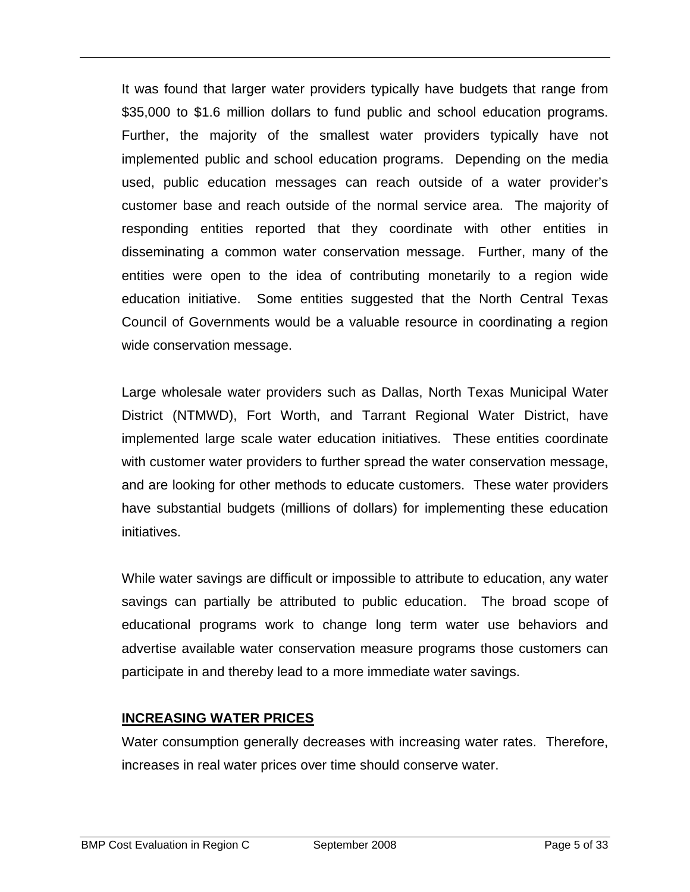It was found that larger water providers typically have budgets that range from $35,000 to $1.6 million dollars to fund public and school education programs. Further, the majority of the smallest water providers typically have not implemented public and school education programs. Depending on the media used, public education messages can reach outside of a water provider's customer base and reach outside of the normal service area. The majority of responding entities reported that they coordinate with other entities in disseminating a common water conservation message. Further, many of the entities were open to the idea of contributing monetarily to a region wide education initiative. Some entities suggested that the North Central Texas Council of Governments would be a valuable resource in coordinating a region wide conservation message.

Large wholesale water providers such as Dallas, North Texas Municipal Water District (NTMWD), Fort Worth, and Tarrant Regional Water District, have implemented large scale water education initiatives. These entities coordinate with customer water providers to further spread the water conservation message, and are looking for other methods to educate customers. These water providers have substantial budgets (millions of dollars) for implementing these education initiatives.

While water savings are difficult or impossible to attribute to education, any water savings can partially be attributed to public education. The broad scope of educational programs work to change long term water use behaviors and advertise available water conservation measure programs those customers can participate in and thereby lead to a more immediate water savings.

## INCREASING WATER PRICES

Water consumption generally decreases with increasing water rates. Therefore, increases in real water prices over time should conserve water.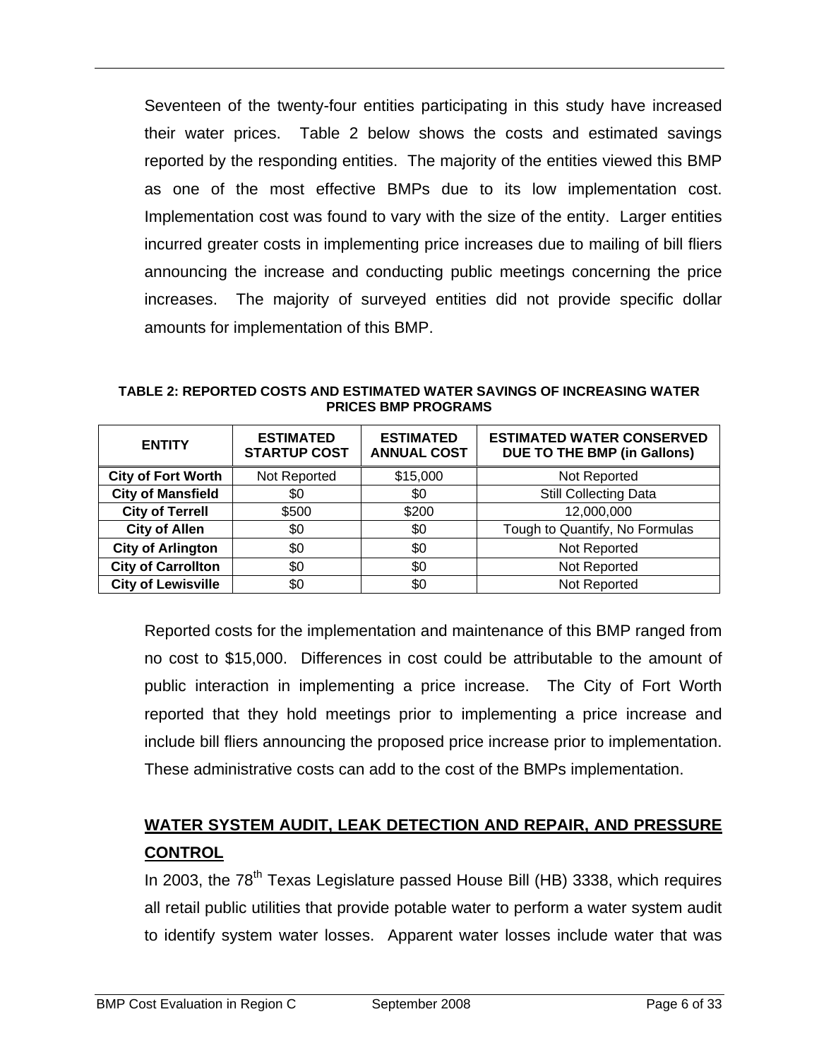Seventeen of the twenty-four entities participating in this study have increased their water prices. Table 2 below shows the costs and estimated savings reported by the responding entities. The majority of the entities viewed this BMP as one of the most effective BMPs due to its low implementation cost. Implementation cost was found to vary with the size of the entity. Larger entities incurred greater costs in implementing price increases due to mailing of bill fliers announcing the increase and conducting public meetings concerning the price increases. The majority of surveyed entities did not provide specific dollar amounts for implementation of this BMP.

**TABLE 2: REPORTED COSTS AND ESTIMATED WATER SAVINGS OF INCREASING WATER PRICES BMP PROGRAMS**

| ENTITY | ESTIMATED STARTUP COST | ESTIMATED ANNUAL COST | ESTIMATED WATER CONSERVED DUE TO THE BMP (in Gallons) |
|---|---|---|---|
| **City of Fort Worth** | Not Reported | $15,000 | Not Reported |
| **City of Mansfield** | $0 | $0 | Still Collecting Data |
| **City of Terrell** | $500 | $200 | 12,000,000 |
| **City of Allen** | $0 | $0 | Tough to Quantify, No Formulas |
| **City of Arlington** | $0 | $0 | Not Reported |
| **City of Carrollton** | $0 | $0 | Not Reported |
| **City of Lewisville** | $0 | $0 | Not Reported |

Reported costs for the implementation and maintenance of this BMP ranged from no cost to $15,000. Differences in cost could be attributable to the amount of public interaction in implementing a price increase. The City of Fort Worth reported that they hold meetings prior to implementing a price increase and include bill fliers announcing the proposed price increase prior to implementation. These administrative costs can add to the cost of the BMPs implementation.

## WATER SYSTEM AUDIT, LEAK DETECTION AND REPAIR, AND PRESSURE CONTROL

In 2003, the 78th Texas Legislature passed House Bill (HB) 3338, which requires all retail public utilities that provide potable water to perform a water system audit to identify system water losses. Apparent water losses include water that was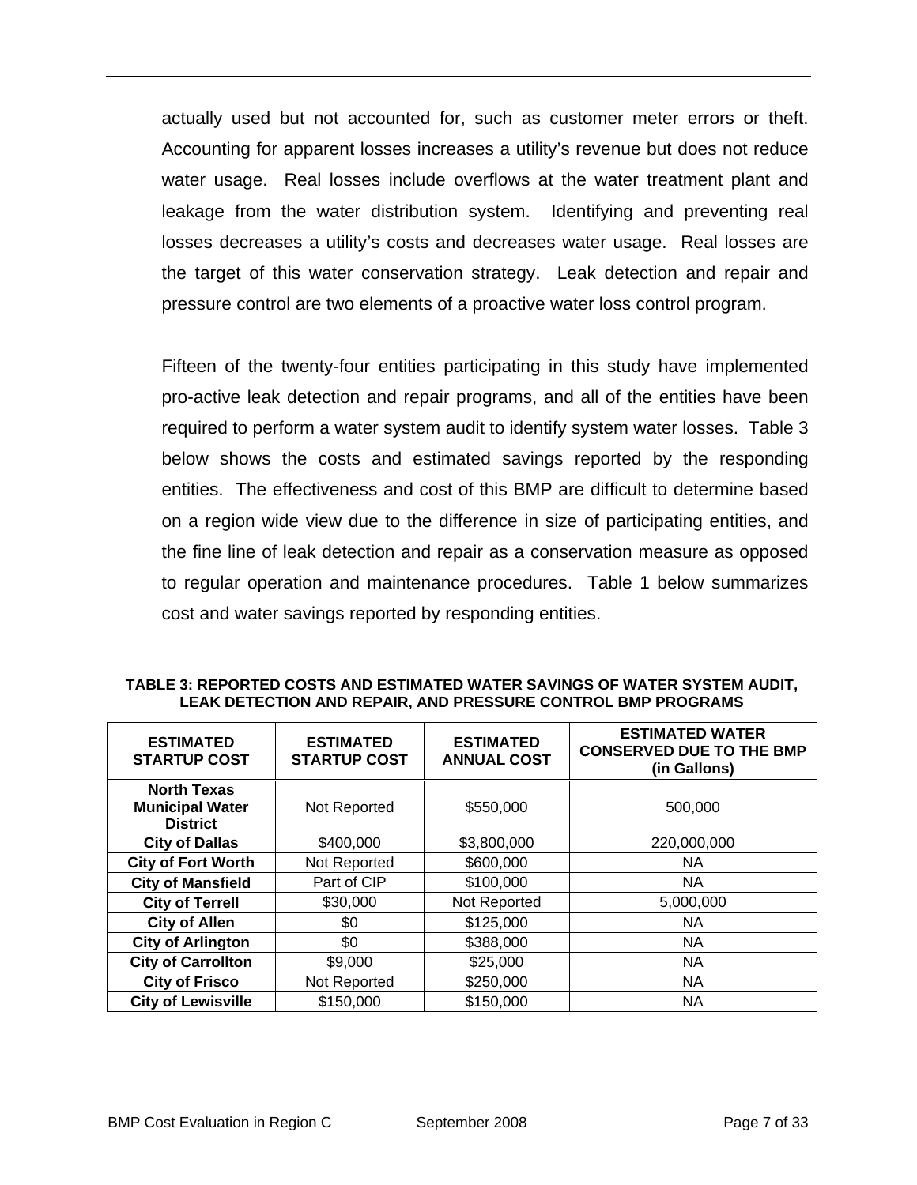actually used but not accounted for, such as customer meter errors or theft. Accounting for apparent losses increases a utility's revenue but does not reduce water usage. Real losses include overflows at the water treatment plant and leakage from the water distribution system. Identifying and preventing real losses decreases a utility's costs and decreases water usage. Real losses are the target of this water conservation strategy. Leak detection and repair and pressure control are two elements of a proactive water loss control program.

Fifteen of the twenty-four entities participating in this study have implemented pro-active leak detection and repair programs, and all of the entities have been required to perform a water system audit to identify system water losses. Table 3 below shows the costs and estimated savings reported by the responding entities. The effectiveness and cost of this BMP are difficult to determine based on a region wide view due to the difference in size of participating entities, and the fine line of leak detection and repair as a conservation measure as opposed to regular operation and maintenance procedures. Table 1 below summarizes cost and water savings reported by responding entities.

**TABLE 3: REPORTED COSTS AND ESTIMATED WATER SAVINGS OF WATER SYSTEM AUDIT, LEAK DETECTION AND REPAIR, AND PRESSURE CONTROL BMP PROGRAMS**

| ESTIMATED STARTUP COST | ESTIMATED STARTUP COST | ESTIMATED ANNUAL COST | ESTIMATED WATER CONSERVED DUE TO THE BMP (in Gallons) |
|---|---|---|---|
| **North Texas Municipal Water District** | Not Reported | $550,000 | 500,000 |
| **City of Dallas** | $400,000 | $3,800,000 | 220,000,000 |
| **City of Fort Worth** | Not Reported | $600,000 | NA |
| **City of Mansfield** | Part of CIP | $100,000 | NA |
| **City of Terrell** | $30,000 | Not Reported | 5,000,000 |
| **City of Allen** | $0 | $125,000 | NA |
| **City of Arlington** | $0 | $388,000 | NA |
| **City of Carrollton** | $9,000 | $25,000 | NA |
| **City of Frisco** | Not Reported | $250,000 | NA |
| **City of Lewisville** | $150,000 | $150,000 | NA |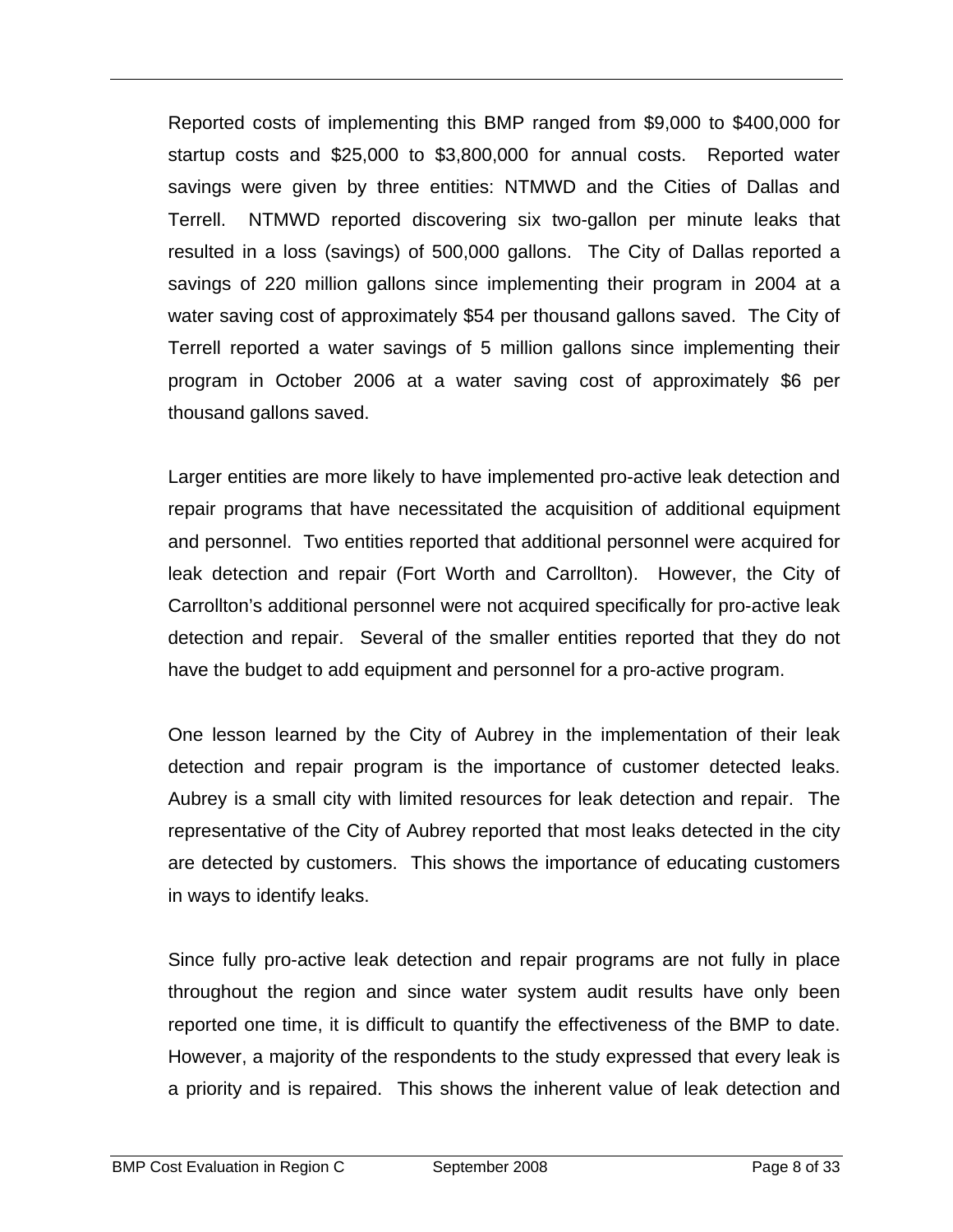Reported costs of implementing this BMP ranged from $9,000 to $400,000 for startup costs and $25,000 to $3,800,000 for annual costs. Reported water savings were given by three entities: NTMWD and the Cities of Dallas and Terrell. NTMWD reported discovering six two-gallon per minute leaks that resulted in a loss (savings) of 500,000 gallons. The City of Dallas reported a savings of 220 million gallons since implementing their program in 2004 at a water saving cost of approximately $54 per thousand gallons saved. The City of Terrell reported a water savings of 5 million gallons since implementing their program in October 2006 at a water saving cost of approximately $6 per thousand gallons saved.

Larger entities are more likely to have implemented pro-active leak detection and repair programs that have necessitated the acquisition of additional equipment and personnel. Two entities reported that additional personnel were acquired for leak detection and repair (Fort Worth and Carrollton). However, the City of Carrollton's additional personnel were not acquired specifically for pro-active leak detection and repair. Several of the smaller entities reported that they do not have the budget to add equipment and personnel for a pro-active program.

One lesson learned by the City of Aubrey in the implementation of their leak detection and repair program is the importance of customer detected leaks. Aubrey is a small city with limited resources for leak detection and repair. The representative of the City of Aubrey reported that most leaks detected in the city are detected by customers. This shows the importance of educating customers in ways to identify leaks.

Since fully pro-active leak detection and repair programs are not fully in place throughout the region and since water system audit results have only been reported one time, it is difficult to quantify the effectiveness of the BMP to date. However, a majority of the respondents to the study expressed that every leak is a priority and is repaired. This shows the inherent value of leak detection and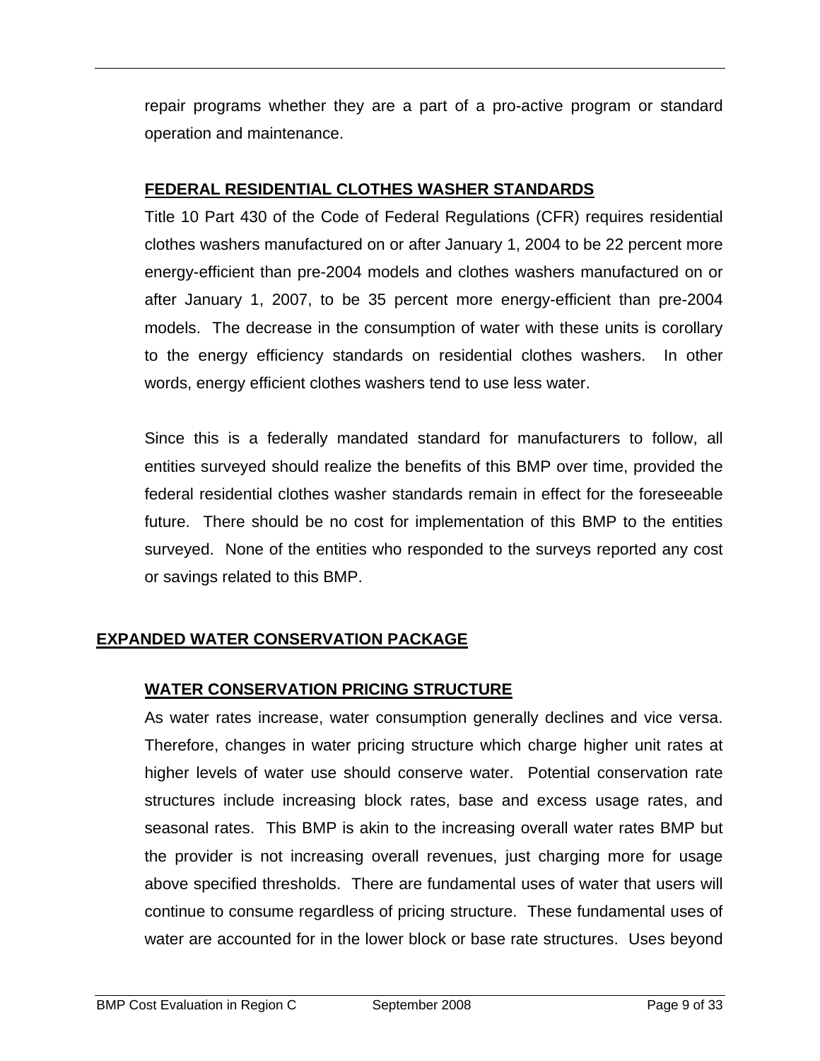repair programs whether they are a part of a pro-active program or standard operation and maintenance.

### FEDERAL RESIDENTIAL CLOTHES WASHER STANDARDS

Title 10 Part 430 of the Code of Federal Regulations (CFR) requires residential clothes washers manufactured on or after January 1, 2004 to be 22 percent more energy-efficient than pre-2004 models and clothes washers manufactured on or after January 1, 2007, to be 35 percent more energy-efficient than pre-2004 models. The decrease in the consumption of water with these units is corollary to the energy efficiency standards on residential clothes washers. In other words, energy efficient clothes washers tend to use less water.

Since this is a federally mandated standard for manufacturers to follow, all entities surveyed should realize the benefits of this BMP over time, provided the federal residential clothes washer standards remain in effect for the foreseeable future. There should be no cost for implementation of this BMP to the entities surveyed. None of the entities who responded to the surveys reported any cost or savings related to this BMP.

## EXPANDED WATER CONSERVATION PACKAGE

### WATER CONSERVATION PRICING STRUCTURE

As water rates increase, water consumption generally declines and vice versa. Therefore, changes in water pricing structure which charge higher unit rates at higher levels of water use should conserve water. Potential conservation rate structures include increasing block rates, base and excess usage rates, and seasonal rates. This BMP is akin to the increasing overall water rates BMP but the provider is not increasing overall revenues, just charging more for usage above specified thresholds. There are fundamental uses of water that users will continue to consume regardless of pricing structure. These fundamental uses of water are accounted for in the lower block or base rate structures. Uses beyond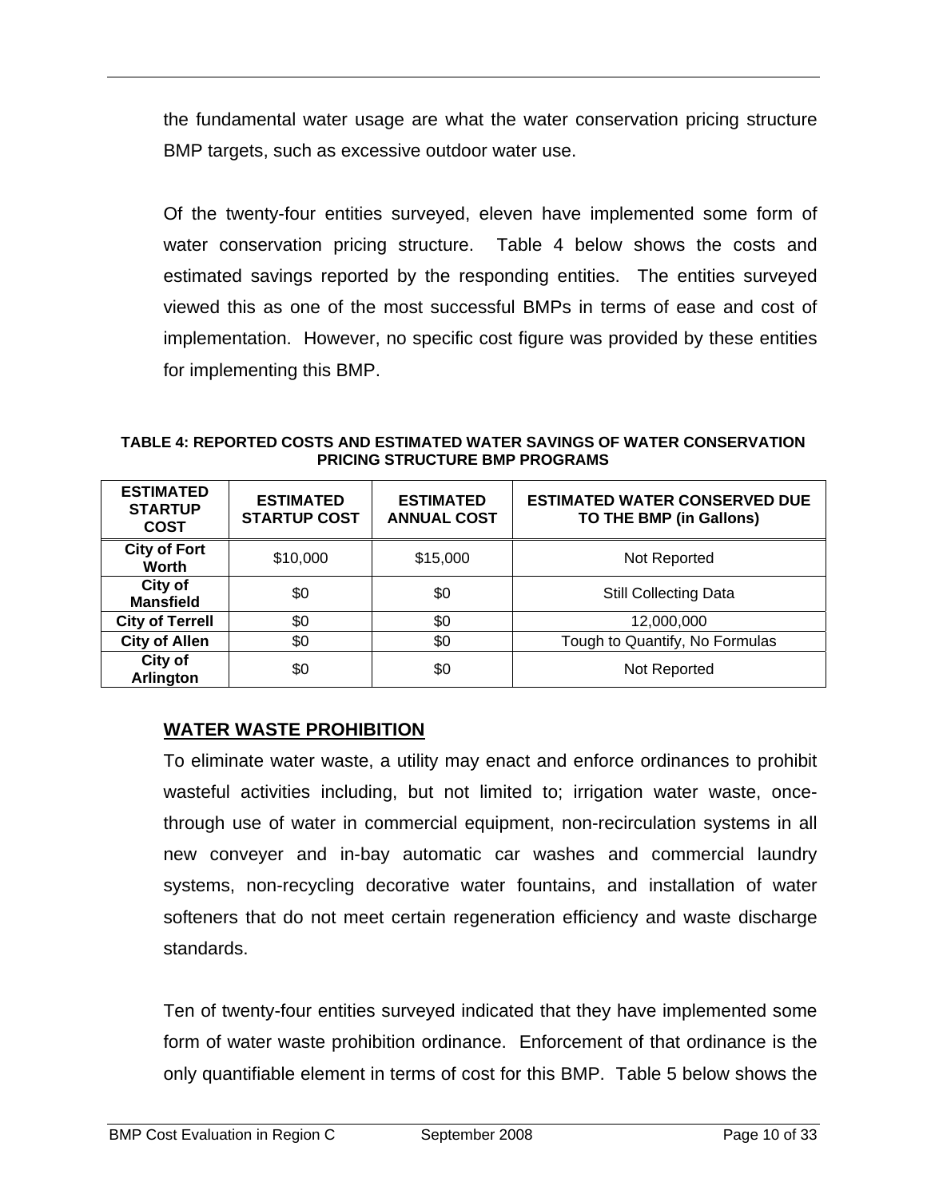the fundamental water usage are what the water conservation pricing structure BMP targets, such as excessive outdoor water use.

Of the twenty-four entities surveyed, eleven have implemented some form of water conservation pricing structure. Table 4 below shows the costs and estimated savings reported by the responding entities. The entities surveyed viewed this as one of the most successful BMPs in terms of ease and cost of implementation. However, no specific cost figure was provided by these entities for implementing this BMP.

**TABLE 4: REPORTED COSTS AND ESTIMATED WATER SAVINGS OF WATER CONSERVATION PRICING STRUCTURE BMP PROGRAMS**

| ESTIMATED STARTUP COST | ESTIMATED STARTUP COST | ESTIMATED ANNUAL COST | ESTIMATED WATER CONSERVED DUE TO THE BMP (in Gallons) |
|---|---|---|---|
| **City of Fort Worth** | $10,000 | $15,000 | Not Reported |
| **City of Mansfield** | $0 | $0 | Still Collecting Data |
| **City of Terrell** | $0 | $0 | 12,000,000 |
| **City of Allen** | $0 | $0 | Tough to Quantify, No Formulas |
| **City of Arlington** | $0 | $0 | Not Reported |

## WATER WASTE PROHIBITION

To eliminate water waste, a utility may enact and enforce ordinances to prohibit wasteful activities including, but not limited to; irrigation water waste, once-through use of water in commercial equipment, non-recirculation systems in all new conveyer and in-bay automatic car washes and commercial laundry systems, non-recycling decorative water fountains, and installation of water softeners that do not meet certain regeneration efficiency and waste discharge standards.

Ten of twenty-four entities surveyed indicated that they have implemented some form of water waste prohibition ordinance. Enforcement of that ordinance is the only quantifiable element in terms of cost for this BMP. Table 5 below shows the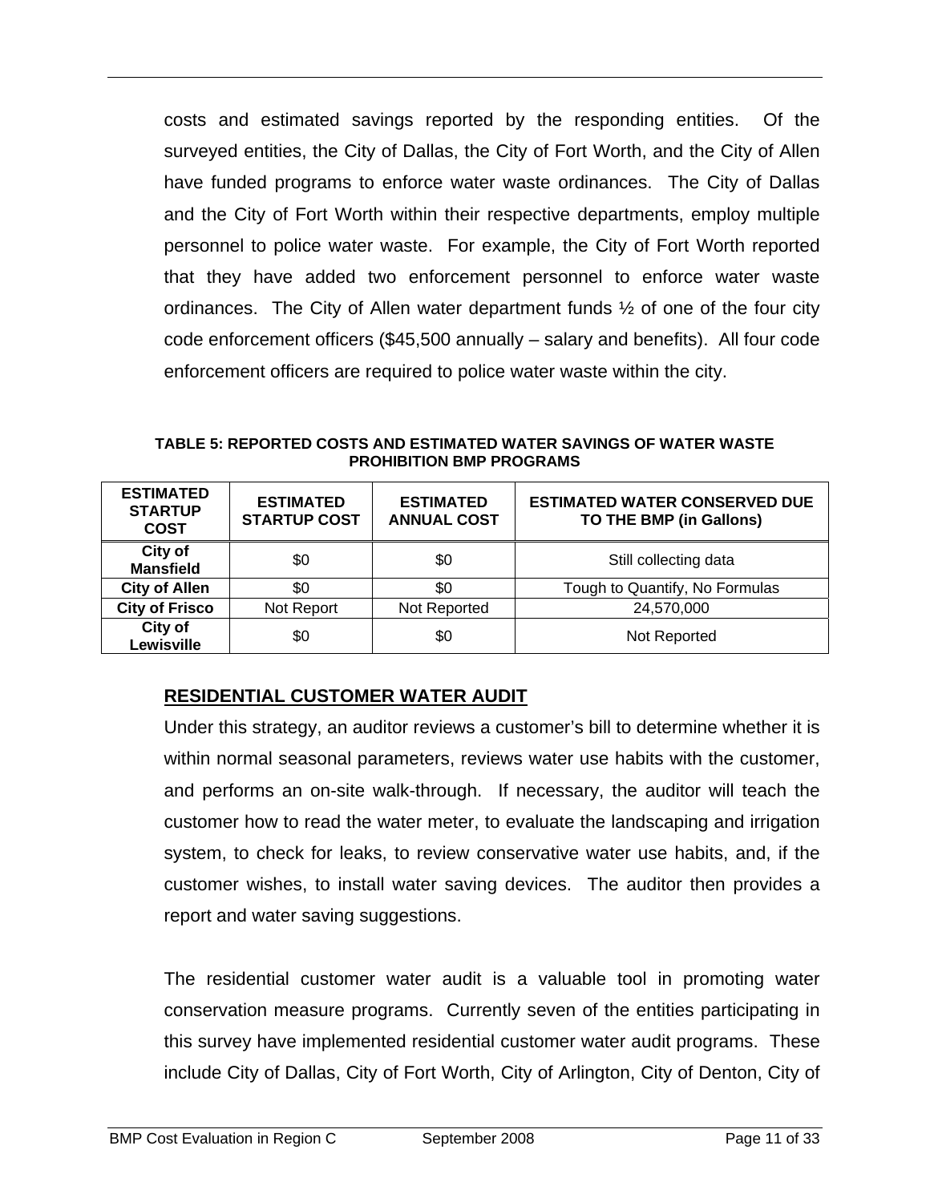costs and estimated savings reported by the responding entities. Of the surveyed entities, the City of Dallas, the City of Fort Worth, and the City of Allen have funded programs to enforce water waste ordinances. The City of Dallas and the City of Fort Worth within their respective departments, employ multiple personnel to police water waste. For example, the City of Fort Worth reported that they have added two enforcement personnel to enforce water waste ordinances. The City of Allen water department funds ½ of one of the four city code enforcement officers ($45,500 annually – salary and benefits). All four code enforcement officers are required to police water waste within the city.

**TABLE 5: REPORTED COSTS AND ESTIMATED WATER SAVINGS OF WATER WASTE PROHIBITION BMP PROGRAMS**

| ESTIMATED STARTUP COST | ESTIMATED STARTUP COST | ESTIMATED ANNUAL COST | ESTIMATED WATER CONSERVED DUE TO THE BMP (in Gallons) |
|---|---|---|---|
| **City of Mansfield** | $0 | $0 | Still collecting data |
| **City of Allen** | $0 | $0 | Tough to Quantify, No Formulas |
| **City of Frisco** | Not Report | Not Reported | 24,570,000 |
| **City of Lewisville** | $0 | $0 | Not Reported |

## RESIDENTIAL CUSTOMER WATER AUDIT

Under this strategy, an auditor reviews a customer's bill to determine whether it is within normal seasonal parameters, reviews water use habits with the customer, and performs an on-site walk-through. If necessary, the auditor will teach the customer how to read the water meter, to evaluate the landscaping and irrigation system, to check for leaks, to review conservative water use habits, and, if the customer wishes, to install water saving devices. The auditor then provides a report and water saving suggestions.

The residential customer water audit is a valuable tool in promoting water conservation measure programs. Currently seven of the entities participating in this survey have implemented residential customer water audit programs. These include City of Dallas, City of Fort Worth, City of Arlington, City of Denton, City of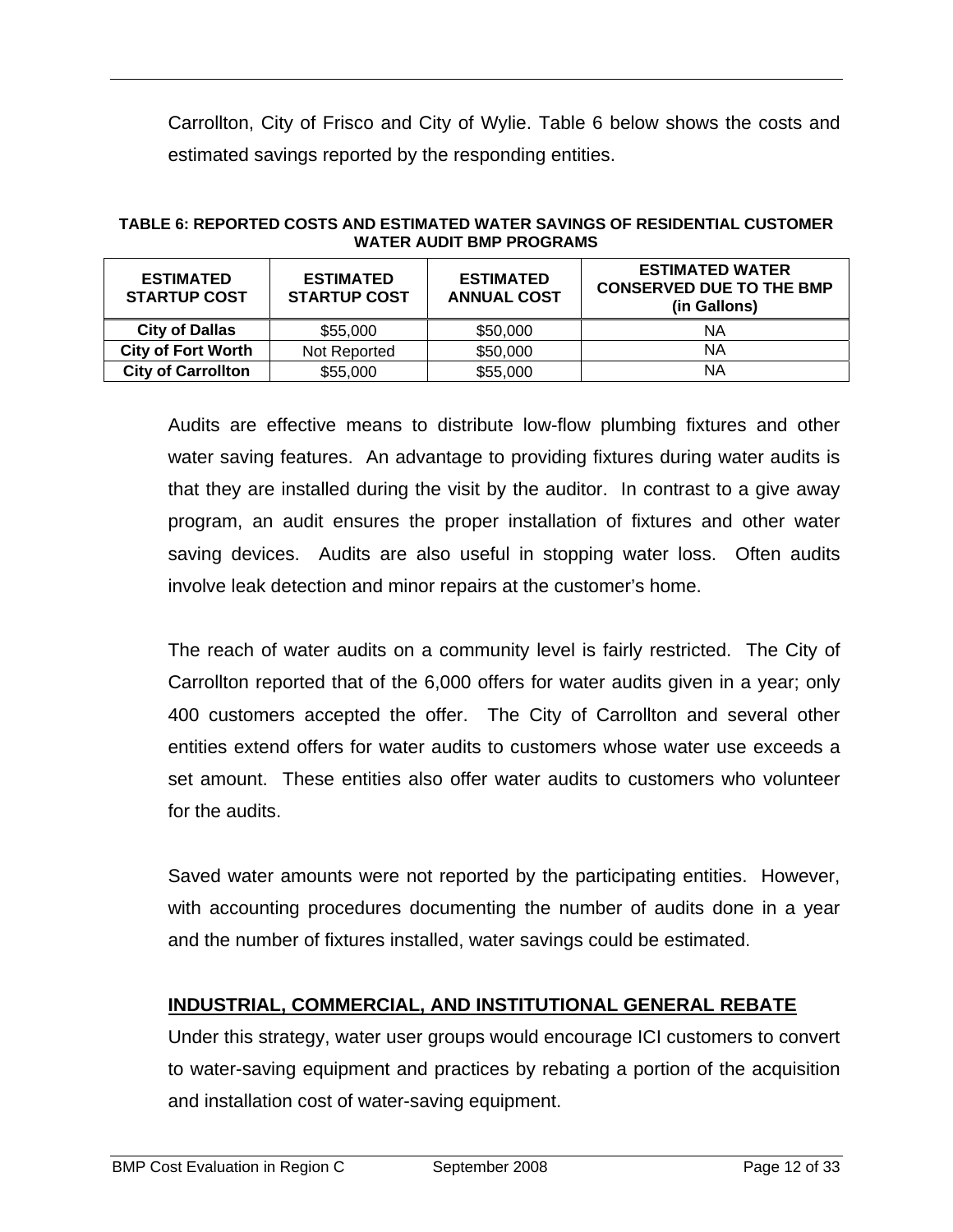Carrollton, City of Frisco and City of Wylie. Table 6 below shows the costs and estimated savings reported by the responding entities.

**TABLE 6: REPORTED COSTS AND ESTIMATED WATER SAVINGS OF RESIDENTIAL CUSTOMER WATER AUDIT BMP PROGRAMS**

| ESTIMATED STARTUP COST | ESTIMATED STARTUP COST | ESTIMATED ANNUAL COST | ESTIMATED WATER CONSERVED DUE TO THE BMP (in Gallons) |
|---|---|---|---|
| **City of Dallas** | $55,000 | $50,000 | NA |
| **City of Fort Worth** | Not Reported | $50,000 | NA |
| **City of Carrollton** | $55,000 | $55,000 | NA |

Audits are effective means to distribute low-flow plumbing fixtures and other water saving features. An advantage to providing fixtures during water audits is that they are installed during the visit by the auditor. In contrast to a give away program, an audit ensures the proper installation of fixtures and other water saving devices. Audits are also useful in stopping water loss. Often audits involve leak detection and minor repairs at the customer's home.

The reach of water audits on a community level is fairly restricted. The City of Carrollton reported that of the 6,000 offers for water audits given in a year; only 400 customers accepted the offer. The City of Carrollton and several other entities extend offers for water audits to customers whose water use exceeds a set amount. These entities also offer water audits to customers who volunteer for the audits.

Saved water amounts were not reported by the participating entities. However, with accounting procedures documenting the number of audits done in a year and the number of fixtures installed, water savings could be estimated.

## INDUSTRIAL, COMMERCIAL, AND INSTITUTIONAL GENERAL REBATE

Under this strategy, water user groups would encourage ICI customers to convert to water-saving equipment and practices by rebating a portion of the acquisition and installation cost of water-saving equipment.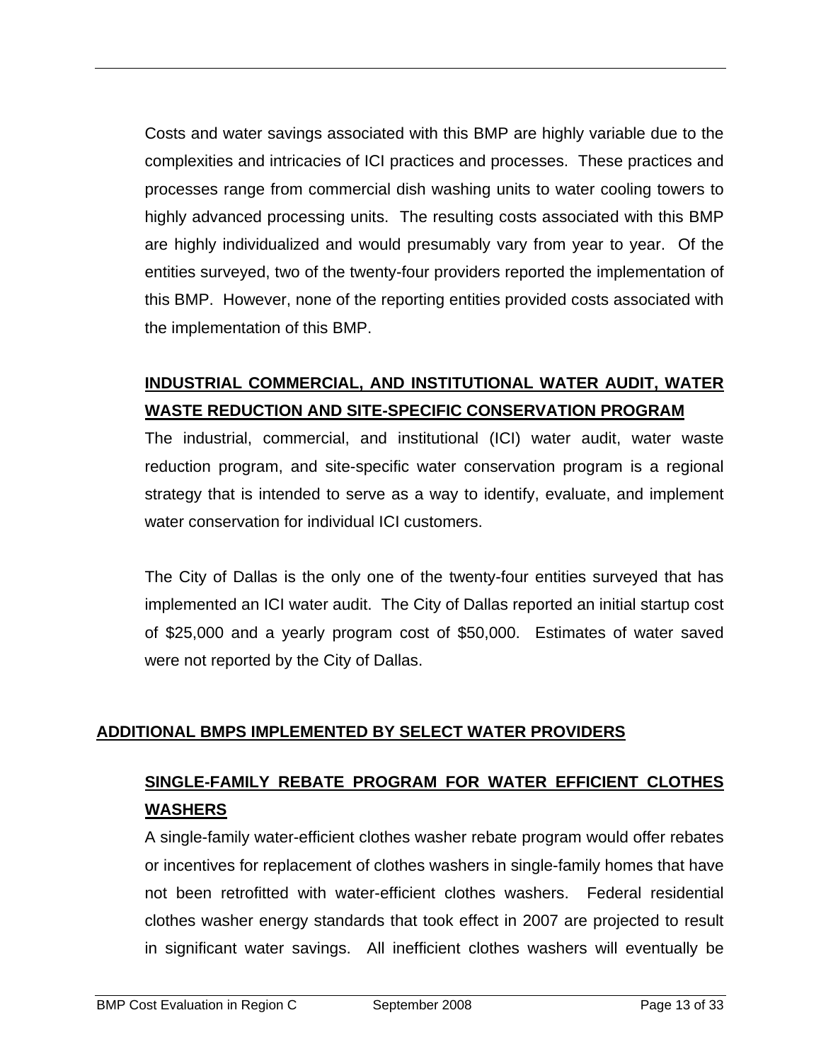Costs and water savings associated with this BMP are highly variable due to the complexities and intricacies of ICI practices and processes. These practices and processes range from commercial dish washing units to water cooling towers to highly advanced processing units. The resulting costs associated with this BMP are highly individualized and would presumably vary from year to year. Of the entities surveyed, two of the twenty-four providers reported the implementation of this BMP. However, none of the reporting entities provided costs associated with the implementation of this BMP.

### INDUSTRIAL COMMERCIAL, AND INSTITUTIONAL WATER AUDIT, WATER WASTE REDUCTION AND SITE-SPECIFIC CONSERVATION PROGRAM

The industrial, commercial, and institutional (ICI) water audit, water waste reduction program, and site-specific water conservation program is a regional strategy that is intended to serve as a way to identify, evaluate, and implement water conservation for individual ICI customers.

The City of Dallas is the only one of the twenty-four entities surveyed that has implemented an ICI water audit. The City of Dallas reported an initial startup cost of $25,000 and a yearly program cost of $50,000. Estimates of water saved were not reported by the City of Dallas.

## ADDITIONAL BMPS IMPLEMENTED BY SELECT WATER PROVIDERS

### SINGLE-FAMILY REBATE PROGRAM FOR WATER EFFICIENT CLOTHES WASHERS

A single-family water-efficient clothes washer rebate program would offer rebates or incentives for replacement of clothes washers in single-family homes that have not been retrofitted with water-efficient clothes washers. Federal residential clothes washer energy standards that took effect in 2007 are projected to result in significant water savings. All inefficient clothes washers will eventually be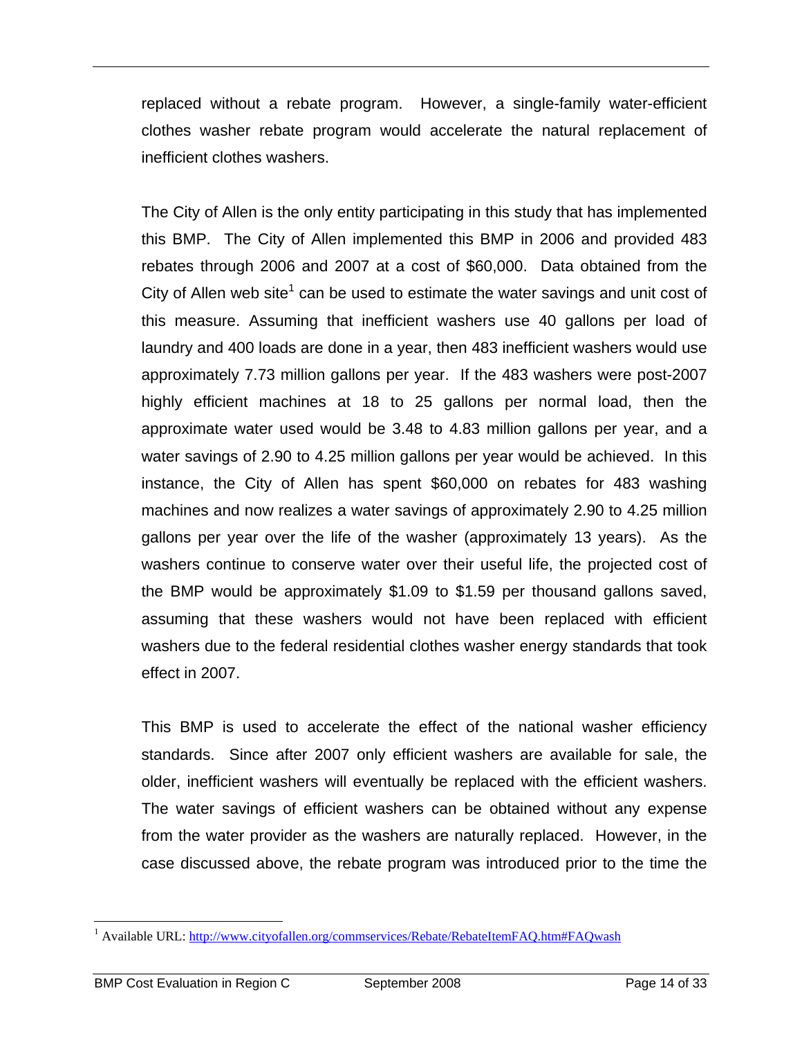replaced without a rebate program. However, a single-family water-efficient clothes washer rebate program would accelerate the natural replacement of inefficient clothes washers.

The City of Allen is the only entity participating in this study that has implemented this BMP. The City of Allen implemented this BMP in 2006 and provided 483 rebates through 2006 and 2007 at a cost of $60,000. Data obtained from the City of Allen web site[1] can be used to estimate the water savings and unit cost of this measure. Assuming that inefficient washers use 40 gallons per load of laundry and 400 loads are done in a year, then 483 inefficient washers would use approximately 7.73 million gallons per year. If the 483 washers were post-2007 highly efficient machines at 18 to 25 gallons per normal load, then the approximate water used would be 3.48 to 4.83 million gallons per year, and a water savings of 2.90 to 4.25 million gallons per year would be achieved. In this instance, the City of Allen has spent $60,000 on rebates for 483 washing machines and now realizes a water savings of approximately 2.90 to 4.25 million gallons per year over the life of the washer (approximately 13 years). As the washers continue to conserve water over their useful life, the projected cost of the BMP would be approximately $1.09 to $1.59 per thousand gallons saved, assuming that these washers would not have been replaced with efficient washers due to the federal residential clothes washer energy standards that took effect in 2007.

This BMP is used to accelerate the effect of the national washer efficiency standards. Since after 2007 only efficient washers are available for sale, the older, inefficient washers will eventually be replaced with the efficient washers. The water savings of efficient washers can be obtained without any expense from the water provider as the washers are naturally replaced. However, in the case discussed above, the rebate program was introduced prior to the time the

[1] Available URL: http://www.cityofallen.org/commservices/Rebate/RebateItemFAQ.htm#FAQwash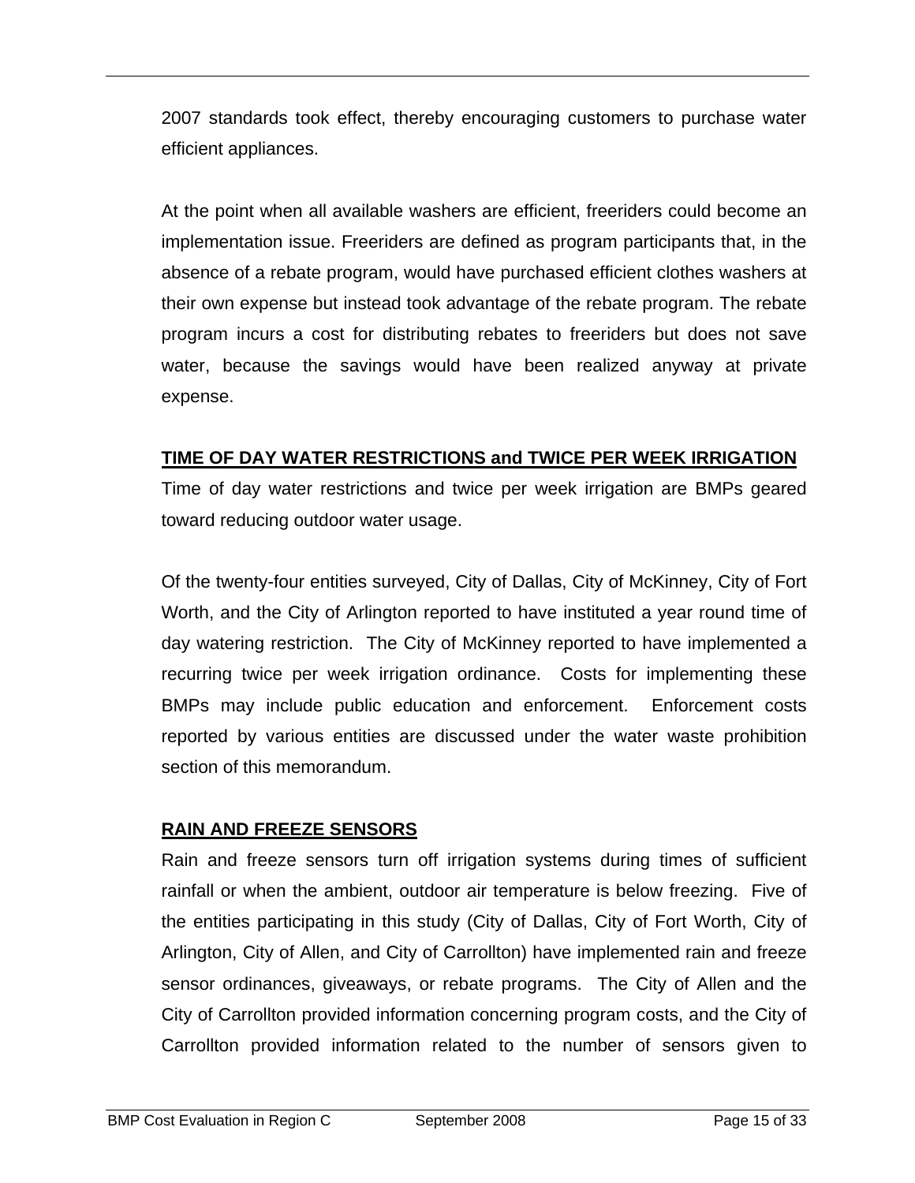2007 standards took effect, thereby encouraging customers to purchase water efficient appliances.

At the point when all available washers are efficient, freeriders could become an implementation issue. Freeriders are defined as program participants that, in the absence of a rebate program, would have purchased efficient clothes washers at their own expense but instead took advantage of the rebate program. The rebate program incurs a cost for distributing rebates to freeriders but does not save water, because the savings would have been realized anyway at private expense.

## TIME OF DAY WATER RESTRICTIONS and TWICE PER WEEK IRRIGATION

Time of day water restrictions and twice per week irrigation are BMPs geared toward reducing outdoor water usage.

Of the twenty-four entities surveyed, City of Dallas, City of McKinney, City of Fort Worth, and the City of Arlington reported to have instituted a year round time of day watering restriction. The City of McKinney reported to have implemented a recurring twice per week irrigation ordinance. Costs for implementing these BMPs may include public education and enforcement. Enforcement costs reported by various entities are discussed under the water waste prohibition section of this memorandum.

## RAIN AND FREEZE SENSORS

Rain and freeze sensors turn off irrigation systems during times of sufficient rainfall or when the ambient, outdoor air temperature is below freezing. Five of the entities participating in this study (City of Dallas, City of Fort Worth, City of Arlington, City of Allen, and City of Carrollton) have implemented rain and freeze sensor ordinances, giveaways, or rebate programs. The City of Allen and the City of Carrollton provided information concerning program costs, and the City of Carrollton provided information related to the number of sensors given to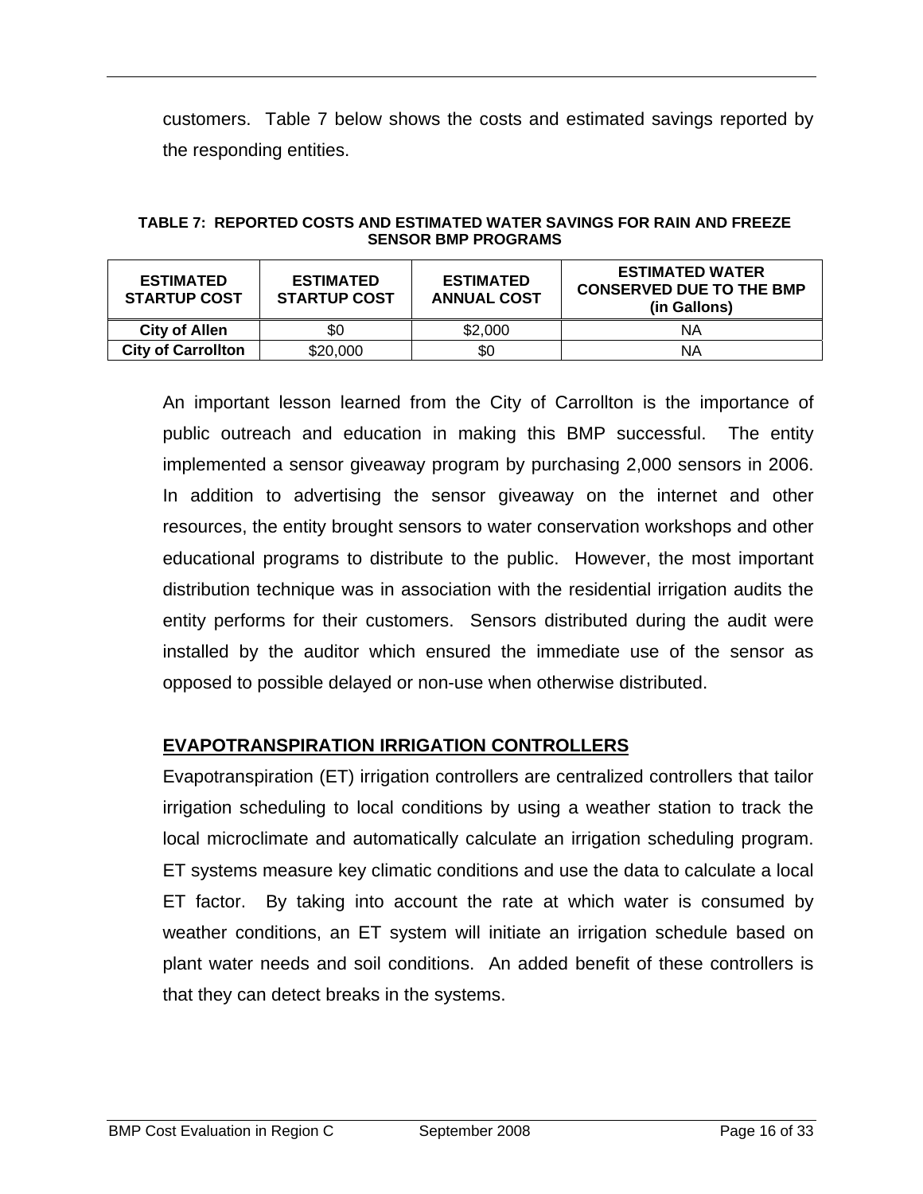customers. Table 7 below shows the costs and estimated savings reported by the responding entities.

**TABLE 7: REPORTED COSTS AND ESTIMATED WATER SAVINGS FOR RAIN AND FREEZE SENSOR BMP PROGRAMS**

| ESTIMATED STARTUP COST | ESTIMATED STARTUP COST | ESTIMATED ANNUAL COST | ESTIMATED WATER CONSERVED DUE TO THE BMP (in Gallons) |
|---|---|---|---|
| **City of Allen** | $0 | $2,000 | NA |
| **City of Carrollton** | $20,000 | $0 | NA |

An important lesson learned from the City of Carrollton is the importance of public outreach and education in making this BMP successful. The entity implemented a sensor giveaway program by purchasing 2,000 sensors in 2006. In addition to advertising the sensor giveaway on the internet and other resources, the entity brought sensors to water conservation workshops and other educational programs to distribute to the public. However, the most important distribution technique was in association with the residential irrigation audits the entity performs for their customers. Sensors distributed during the audit were installed by the auditor which ensured the immediate use of the sensor as opposed to possible delayed or non-use when otherwise distributed.

## EVAPOTRANSPIRATION IRRIGATION CONTROLLERS

Evapotranspiration (ET) irrigation controllers are centralized controllers that tailor irrigation scheduling to local conditions by using a weather station to track the local microclimate and automatically calculate an irrigation scheduling program. ET systems measure key climatic conditions and use the data to calculate a local ET factor. By taking into account the rate at which water is consumed by weather conditions, an ET system will initiate an irrigation schedule based on plant water needs and soil conditions. An added benefit of these controllers is that they can detect breaks in the systems.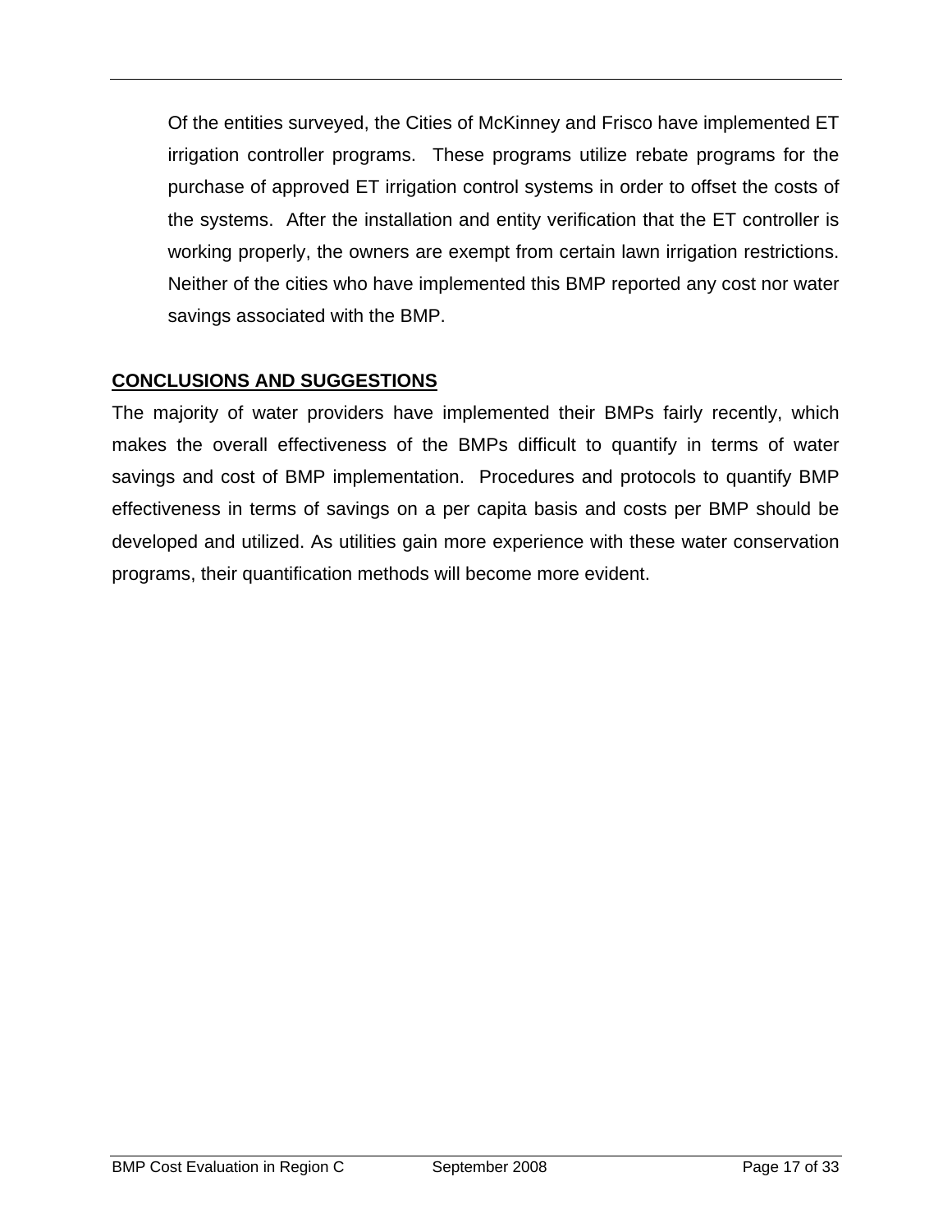Of the entities surveyed, the Cities of McKinney and Frisco have implemented ET irrigation controller programs. These programs utilize rebate programs for the purchase of approved ET irrigation control systems in order to offset the costs of the systems. After the installation and entity verification that the ET controller is working properly, the owners are exempt from certain lawn irrigation restrictions. Neither of the cities who have implemented this BMP reported any cost nor water savings associated with the BMP.

## CONCLUSIONS AND SUGGESTIONS

The majority of water providers have implemented their BMPs fairly recently, which makes the overall effectiveness of the BMPs difficult to quantify in terms of water savings and cost of BMP implementation. Procedures and protocols to quantify BMP effectiveness in terms of savings on a per capita basis and costs per BMP should be developed and utilized. As utilities gain more experience with these water conservation programs, their quantification methods will become more evident.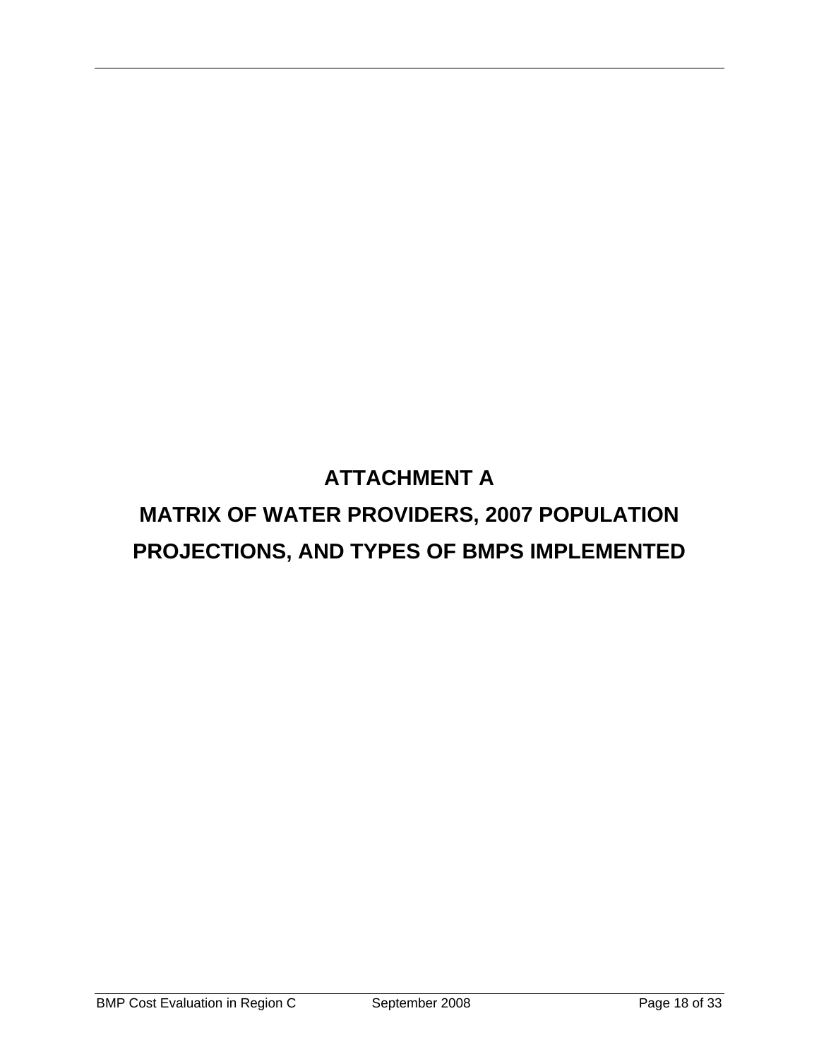# ATTACHMENT A

# MATRIX OF WATER PROVIDERS, 2007 POPULATION PROJECTIONS, AND TYPES OF BMPS IMPLEMENTED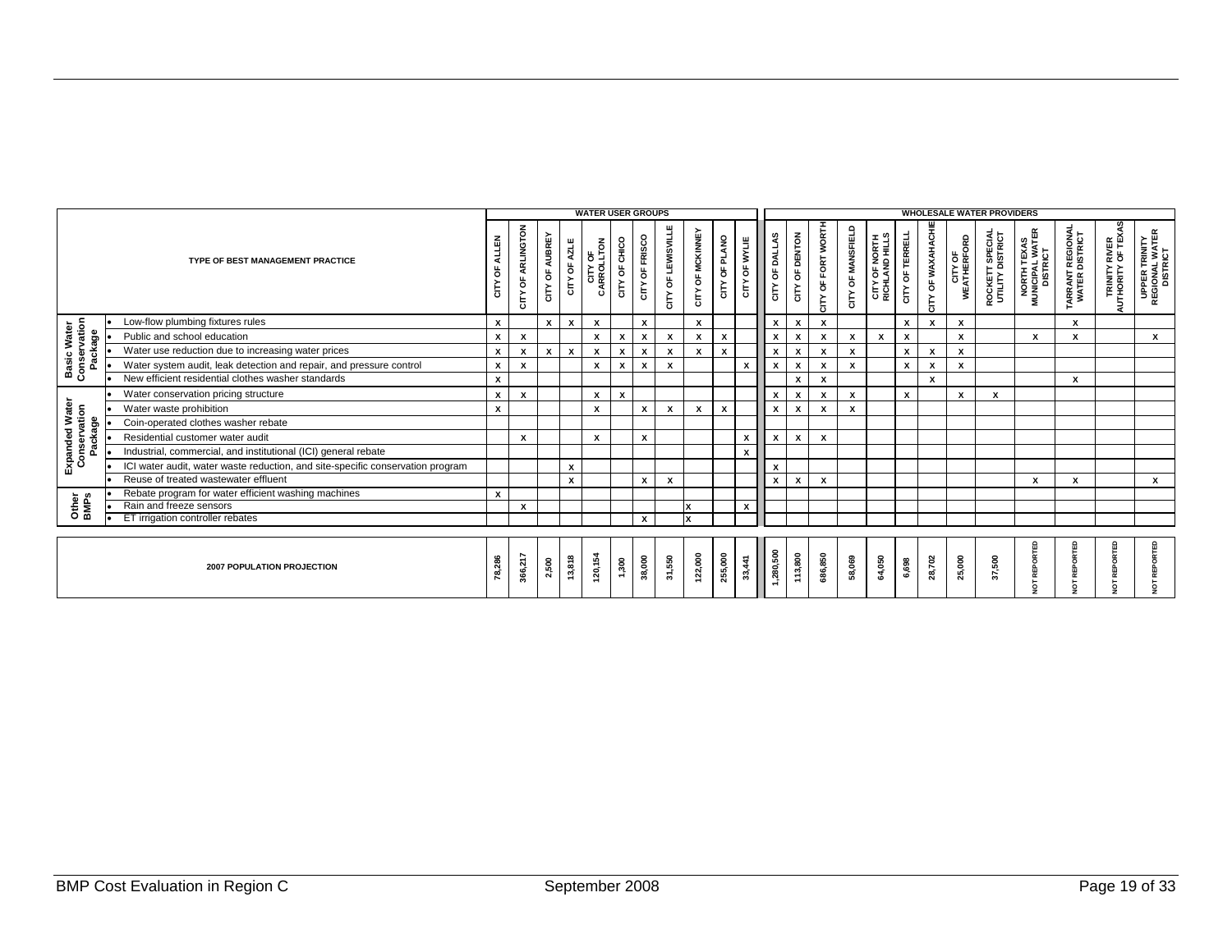| | TYPE OF BEST MANAGEMENT PRACTICE | WATER USER GROUPS | | | | | | | | | | | WHOLESALE WATER PROVIDERS | | | | | | | | | | | | |
|---|---|---|---|---|---|---|---|---|---|---|---|---|---|---|---|---|---|---|---|---|---|---|---|---|---|
| | | CITY OF ALLEN | CITY OF ARLINGTON | CITY OF AUBREY | CITY OF AZLE | CITY OF CARROLLTON | CITY OF CHICO | CITY OF FRISCO | CITY OF LEWISVILLE | CITY OF MCKINNEY | CITY OF PLANO | CITY OF WYLIE | CITY OF DALLAS | CITY OF DENTON | CITY OF FORT WORTH | CITY OF MANSFIELD | CITY OF NORTH RICHLAND HILLS | CITY OF TERRELL | CITY OF WAXAHACHIE | CITY OF WEATHERFORD | ROCKETT SPECIAL UTILITY DISTRICT | NORTH TEXAS MUNICIPAL WATER DISTRICT | TARRANT REGIONAL WATER DISTRICT | TRINITY RIVER AUTHORITY OF TEXAS | UPPER TRINITY REGIONAL WATER DISTRICT |
| Basic Water Conservation Package | • Low-flow plumbing fixtures rules | x | | x | x | x | | x | | x | | | x | x | x | | | x | x | x | | | x | | |
| | • Public and school education | x | x | | | x | x | x | x | x | x | | x | x | x | x | x | x | | x | | x | x | | x |
| | • Water use reduction due to increasing water prices | x | x | x | x | x | x | x | x | x | x | | x | x | x | x | | x | x | x | | | | | |
| | • Water system audit, leak detection and repair, and pressure control | x | x | | | x | x | x | x | | | x | x | x | x | x | | x | x | x | | | | | |
| | • New efficient residential clothes washer standards | x | | | | | | | | | | | | x | x | | | | x | | | | x | | |
| Expanded Water Conservation Package | • Water conservation pricing structure | x | x | | | x | x | | | | | | x | x | x | x | | x | | x | x | | | | |
| | • Water waste prohibition | x | | | | x | | x | x | x | x | | x | x | x | x | | | | | | | | | |
| | • Coin-operated clothes washer rebate | | | | | | | | | | | | | | | | | | | | | | | | |
| | • Residential customer water audit | | x | | | x | | x | | | | x | x | x | x | | | | | | | | | | |
| | • Industrial, commercial, and institutional (ICI) general rebate | | | | | | | | | | | x | | | | | | | | | | | | | |
| | • ICI water audit, water waste reduction, and site-specific conservation program | | | | x | | | | | | | | x | | | | | | | | | | | | |
| | • Reuse of treated wastewater effluent | | | | x | | | x | x | | | | x | x | x | | | | | | | x | x | | x |
| Other BMPs | • Rebate program for water efficient washing machines | x | | | | | | | | | | | | | | | | | | | | | | | |
| | • Rain and freeze sensors | | x | | | | | | | x | | x | | | | | | | | | | | | | |
| | • ET irrigation controller rebates | | | | | | | x | | x | | | | | | | | | | | | | | | |
| | **2007 POPULATION PROJECTION** | 78,286 | 366,217 | 2,500 | 13,818 | 120,154 | 1,300 | 38,000 | 31,550 | 122,000 | 255,000 | 33,441 | 1,280,500 | 113,800 | 686,850 | 58,069 | 64,050 | 6,698 | 28,702 | 25,000 | 37,500 | NOT REPORTED | NOT REPORTED | NOT REPORTED | NOT REPORTED |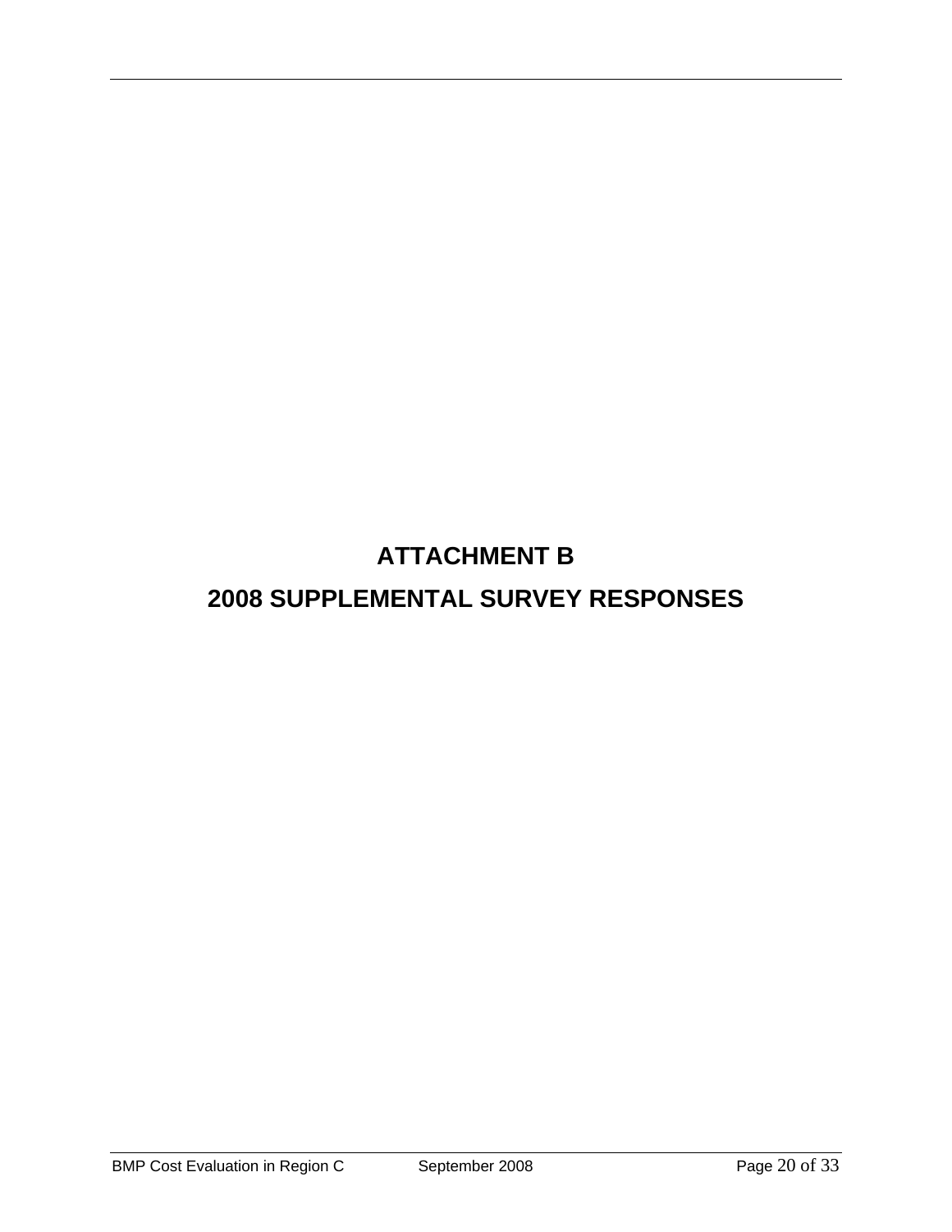# ATTACHMENT B

# 2008 SUPPLEMENTAL SURVEY RESPONSES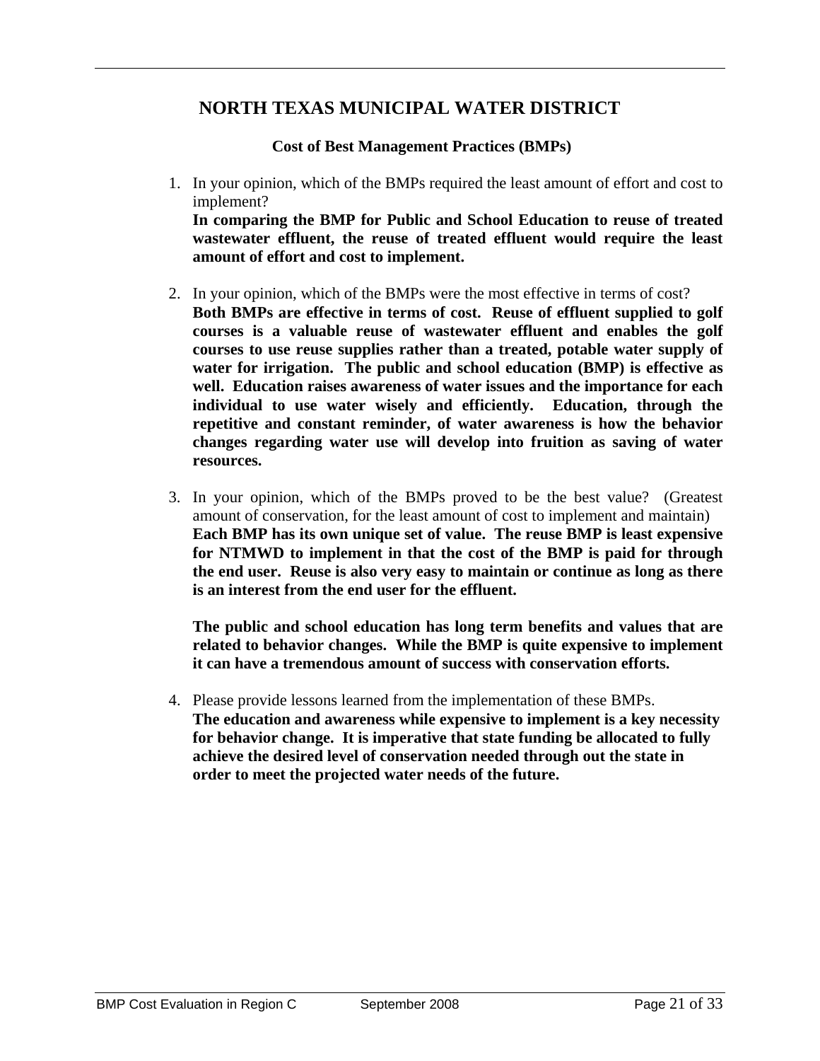# NORTH TEXAS MUNICIPAL WATER DISTRICT

**Cost of Best Management Practices (BMPs)**

1. In your opinion, which of the BMPs required the least amount of effort and cost to implement?
   **In comparing the BMP for Public and School Education to reuse of treated wastewater effluent, the reuse of treated effluent would require the least amount of effort and cost to implement.**

2. In your opinion, which of the BMPs were the most effective in terms of cost?
   **Both BMPs are effective in terms of cost. Reuse of effluent supplied to golf courses is a valuable reuse of wastewater effluent and enables the golf courses to use reuse supplies rather than a treated, potable water supply of water for irrigation. The public and school education (BMP) is effective as well. Education raises awareness of water issues and the importance for each individual to use water wisely and efficiently. Education, through the repetitive and constant reminder, of water awareness is how the behavior changes regarding water use will develop into fruition as saving of water resources.**

3. In your opinion, which of the BMPs proved to be the best value? (Greatest amount of conservation, for the least amount of cost to implement and maintain)
   **Each BMP has its own unique set of value. The reuse BMP is least expensive for NTMWD to implement in that the cost of the BMP is paid for through the end user. Reuse is also very easy to maintain or continue as long as there is an interest from the end user for the effluent.**

   **The public and school education has long term benefits and values that are related to behavior changes. While the BMP is quite expensive to implement it can have a tremendous amount of success with conservation efforts.**

4. Please provide lessons learned from the implementation of these BMPs.
   **The education and awareness while expensive to implement is a key necessity for behavior change. It is imperative that state funding be allocated to fully achieve the desired level of conservation needed through out the state in order to meet the projected water needs of the future.**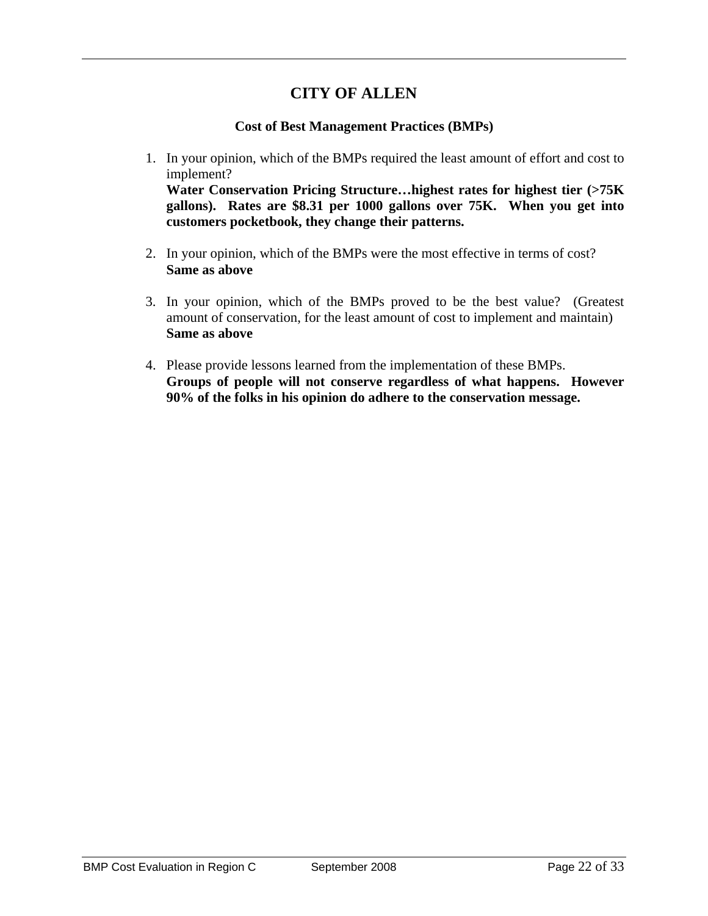# CITY OF ALLEN

### Cost of Best Management Practices (BMPs)

1. In your opinion, which of the BMPs required the least amount of effort and cost to implement?
   **Water Conservation Pricing Structure…highest rates for highest tier (>75K gallons). Rates are $8.31 per 1000 gallons over 75K. When you get into customers pocketbook, they change their patterns.**

2. In your opinion, which of the BMPs were the most effective in terms of cost?
   **Same as above**

3. In your opinion, which of the BMPs proved to be the best value? (Greatest amount of conservation, for the least amount of cost to implement and maintain)
   **Same as above**

4. Please provide lessons learned from the implementation of these BMPs.
   **Groups of people will not conserve regardless of what happens. However 90% of the folks in his opinion do adhere to the conservation message.**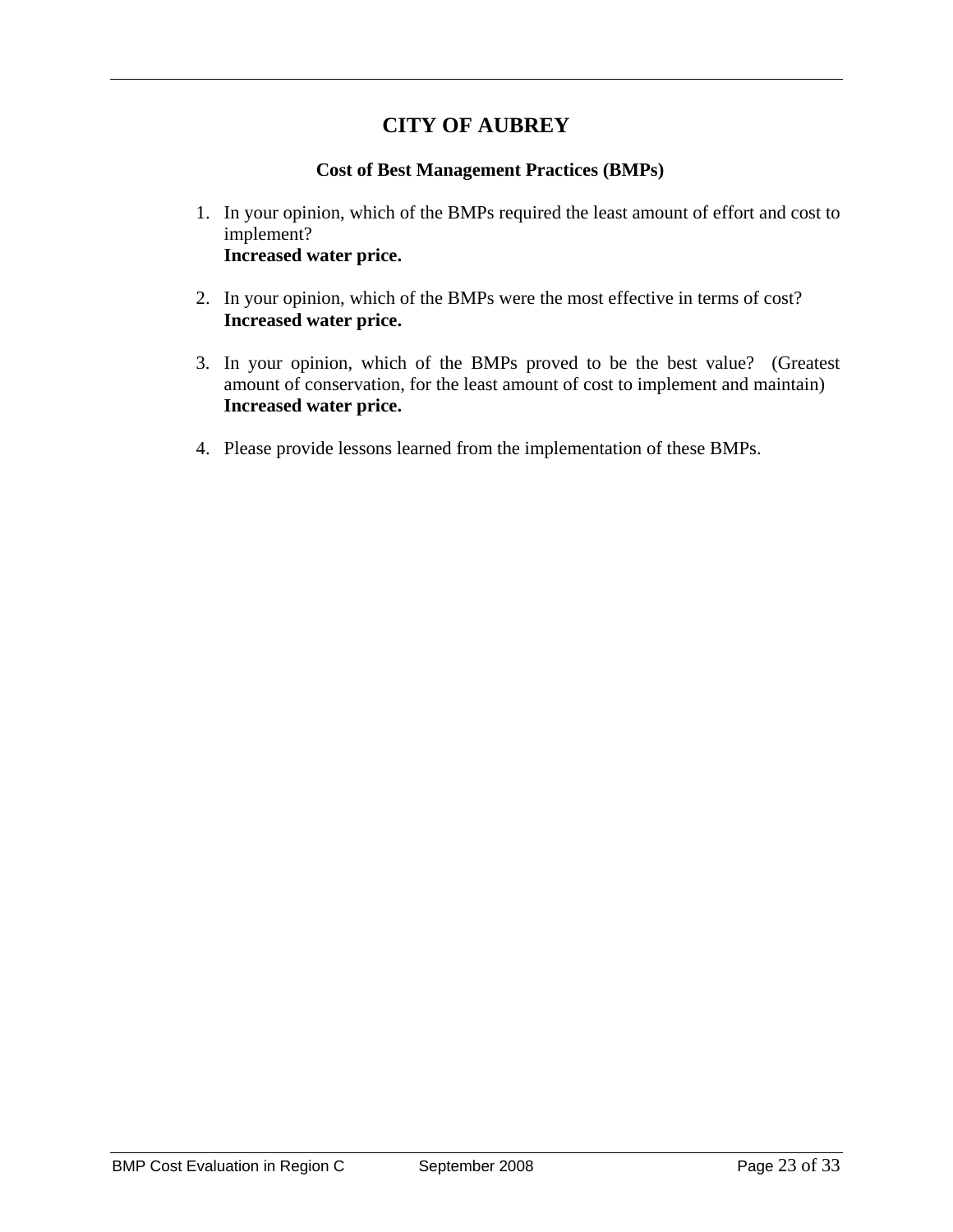# CITY OF AUBREY

### Cost of Best Management Practices (BMPs)

1. In your opinion, which of the BMPs required the least amount of effort and cost to implement?
   **Increased water price.**

2. In your opinion, which of the BMPs were the most effective in terms of cost?
   **Increased water price.**

3. In your opinion, which of the BMPs proved to be the best value? (Greatest amount of conservation, for the least amount of cost to implement and maintain)
   **Increased water price.**

4. Please provide lessons learned from the implementation of these BMPs.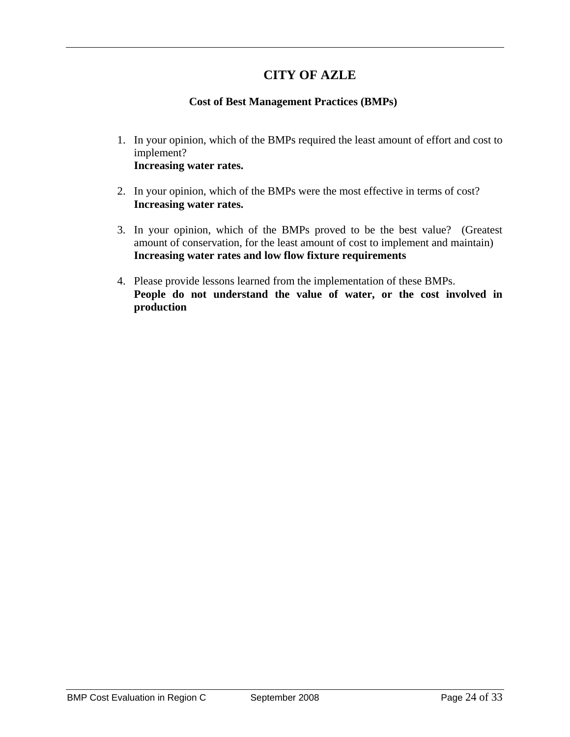# CITY OF AZLE

### Cost of Best Management Practices (BMPs)

1. In your opinion, which of the BMPs required the least amount of effort and cost to implement?
   **Increasing water rates.**

2. In your opinion, which of the BMPs were the most effective in terms of cost?
   **Increasing water rates.**

3. In your opinion, which of the BMPs proved to be the best value? (Greatest amount of conservation, for the least amount of cost to implement and maintain)
   **Increasing water rates and low flow fixture requirements**

4. Please provide lessons learned from the implementation of these BMPs.
   **People do not understand the value of water, or the cost involved in production**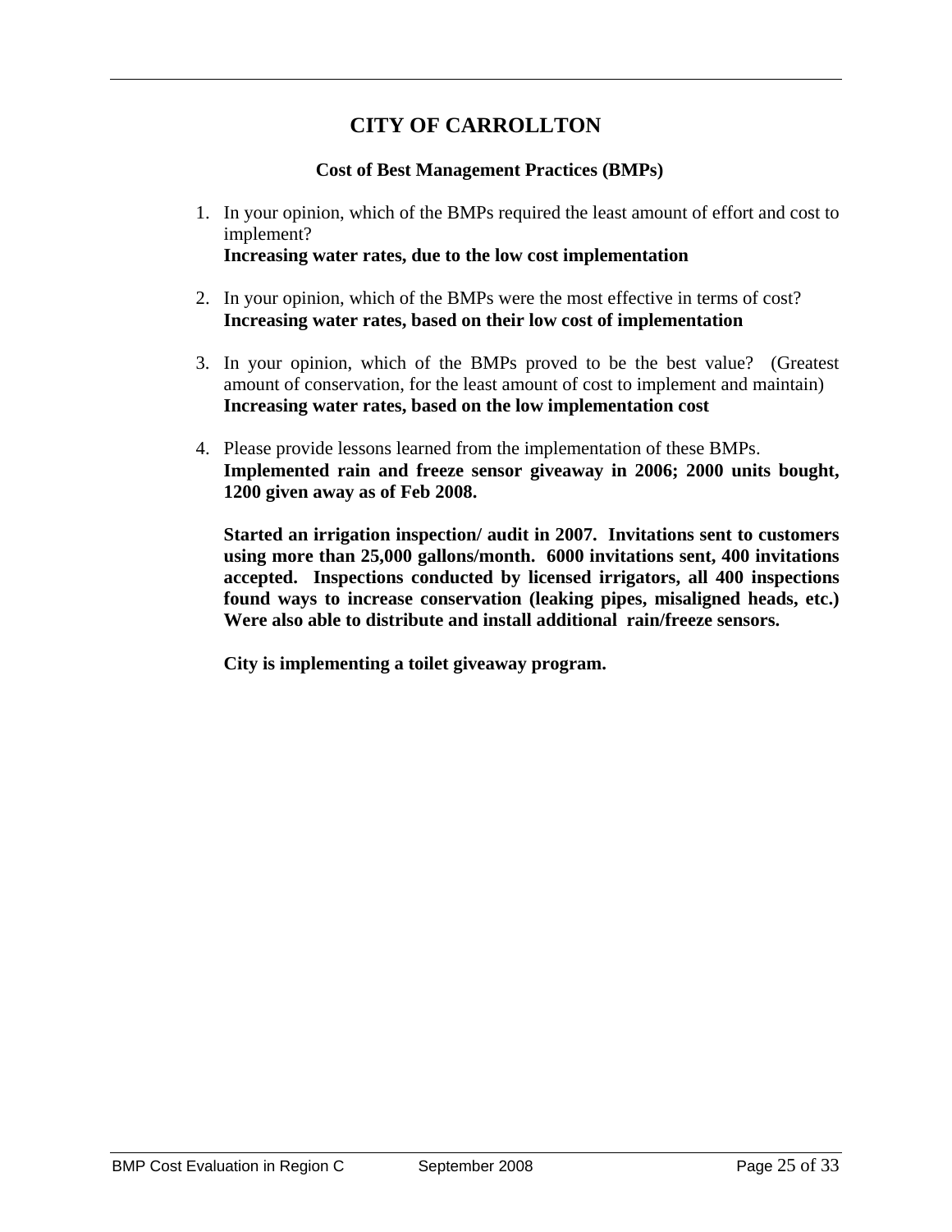# CITY OF CARROLLTON

### Cost of Best Management Practices (BMPs)

1. In your opinion, which of the BMPs required the least amount of effort and cost to implement?
   **Increasing water rates, due to the low cost implementation**

2. In your opinion, which of the BMPs were the most effective in terms of cost?
   **Increasing water rates, based on their low cost of implementation**

3. In your opinion, which of the BMPs proved to be the best value? (Greatest amount of conservation, for the least amount of cost to implement and maintain)
   **Increasing water rates, based on the low implementation cost**

4. Please provide lessons learned from the implementation of these BMPs.
   **Implemented rain and freeze sensor giveaway in 2006; 2000 units bought, 1200 given away as of Feb 2008.**

   **Started an irrigation inspection/ audit in 2007. Invitations sent to customers using more than 25,000 gallons/month. 6000 invitations sent, 400 invitations accepted. Inspections conducted by licensed irrigators, all 400 inspections found ways to increase conservation (leaking pipes, misaligned heads, etc.) Were also able to distribute and install additional rain/freeze sensors.**

   **City is implementing a toilet giveaway program.**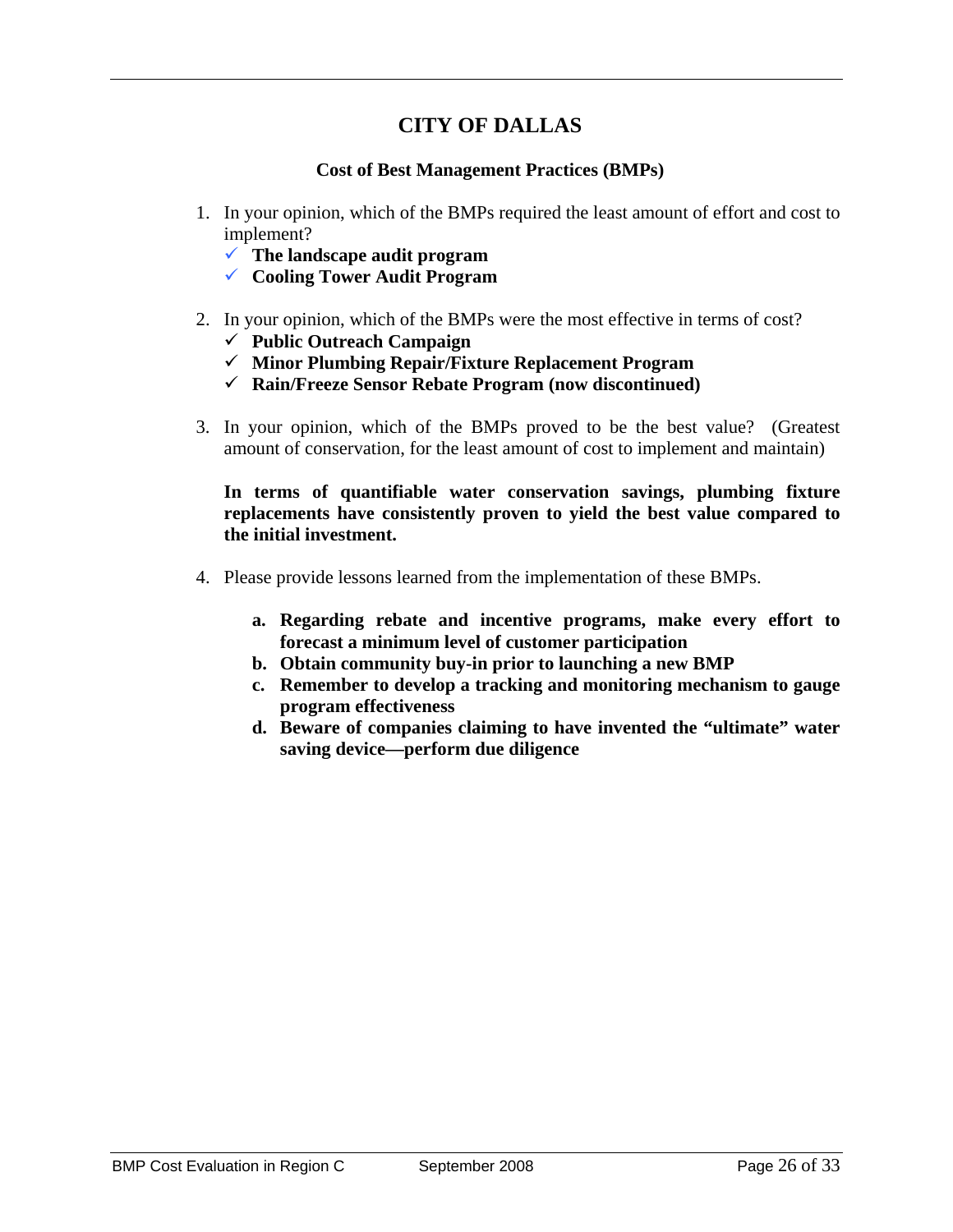# CITY OF DALLAS

**Cost of Best Management Practices (BMPs)**

1. In your opinion, which of the BMPs required the least amount of effort and cost to implement?
   - ✓ **The landscape audit program**
   - ✓ **Cooling Tower Audit Program**

2. In your opinion, which of the BMPs were the most effective in terms of cost?
   - ✓ **Public Outreach Campaign**
   - ✓ **Minor Plumbing Repair/Fixture Replacement Program**
   - ✓ **Rain/Freeze Sensor Rebate Program (now discontinued)**

3. In your opinion, which of the BMPs proved to be the best value? (Greatest amount of conservation, for the least amount of cost to implement and maintain)

   **In terms of quantifiable water conservation savings, plumbing fixture replacements have consistently proven to yield the best value compared to the initial investment.**

4. Please provide lessons learned from the implementation of these BMPs.

   a. **Regarding rebate and incentive programs, make every effort to forecast a minimum level of customer participation**
   b. **Obtain community buy-in prior to launching a new BMP**
   c. **Remember to develop a tracking and monitoring mechanism to gauge program effectiveness**
   d. **Beware of companies claiming to have invented the "ultimate" water saving device—perform due diligence**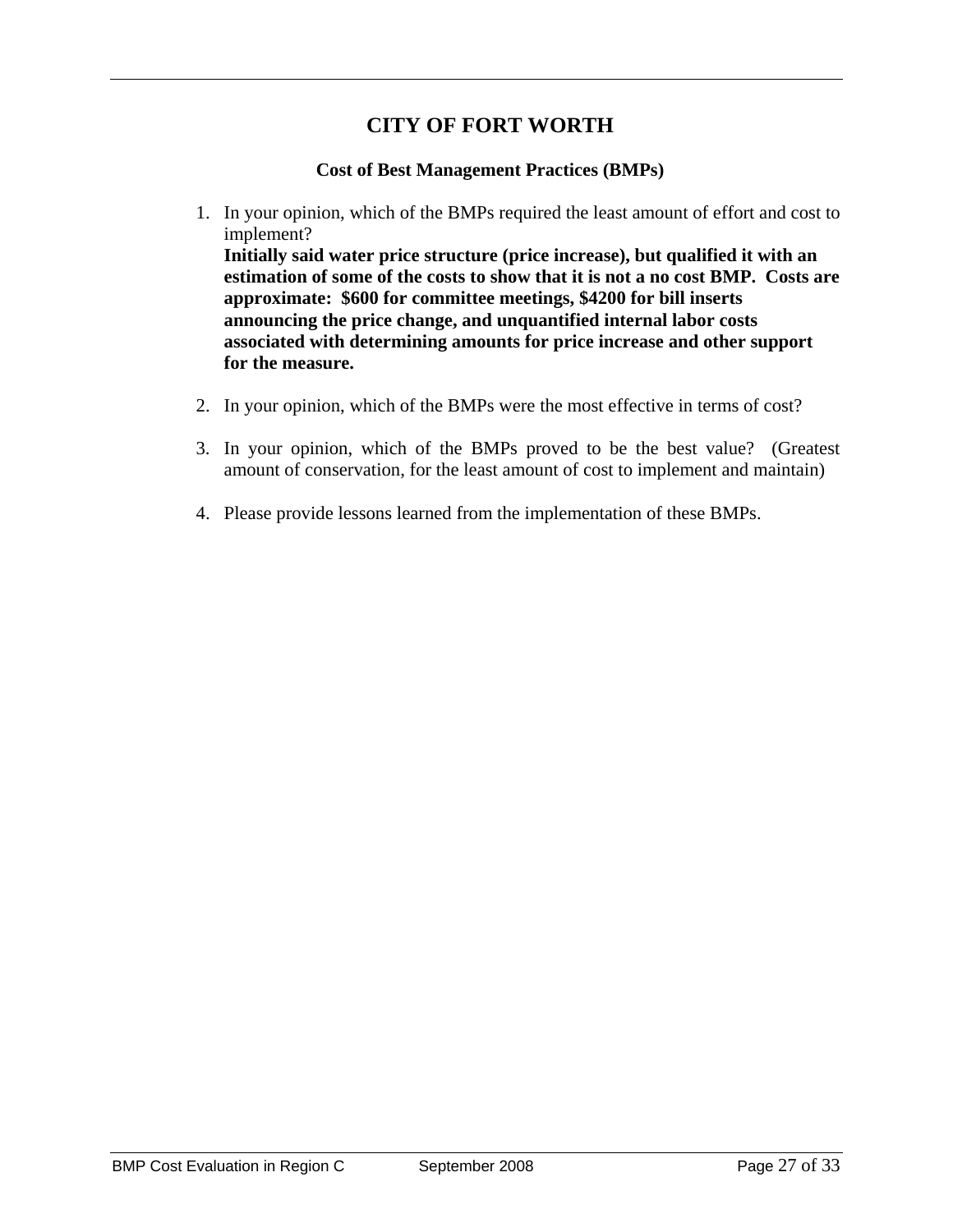# CITY OF FORT WORTH

### Cost of Best Management Practices (BMPs)

1. In your opinion, which of the BMPs required the least amount of effort and cost to implement?
   **Initially said water price structure (price increase), but qualified it with an estimation of some of the costs to show that it is not a no cost BMP. Costs are approximate: $600 for committee meetings, $4200 for bill inserts announcing the price change, and unquantified internal labor costs associated with determining amounts for price increase and other support for the measure.**

2. In your opinion, which of the BMPs were the most effective in terms of cost?

3. In your opinion, which of the BMPs proved to be the best value? (Greatest amount of conservation, for the least amount of cost to implement and maintain)

4. Please provide lessons learned from the implementation of these BMPs.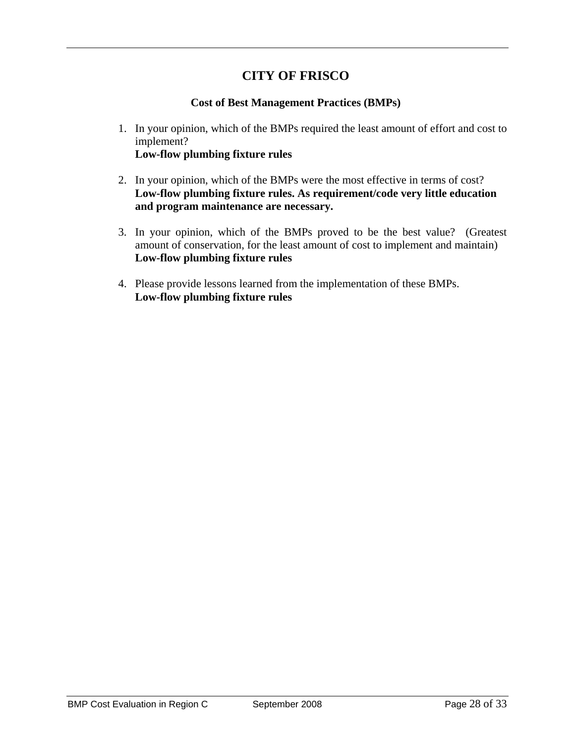# CITY OF FRISCO

### Cost of Best Management Practices (BMPs)

1. In your opinion, which of the BMPs required the least amount of effort and cost to implement?
   **Low-flow plumbing fixture rules**

2. In your opinion, which of the BMPs were the most effective in terms of cost?
   **Low-flow plumbing fixture rules. As requirement/code very little education and program maintenance are necessary.**

3. In your opinion, which of the BMPs proved to be the best value? (Greatest amount of conservation, for the least amount of cost to implement and maintain)
   **Low-flow plumbing fixture rules**

4. Please provide lessons learned from the implementation of these BMPs.
   **Low-flow plumbing fixture rules**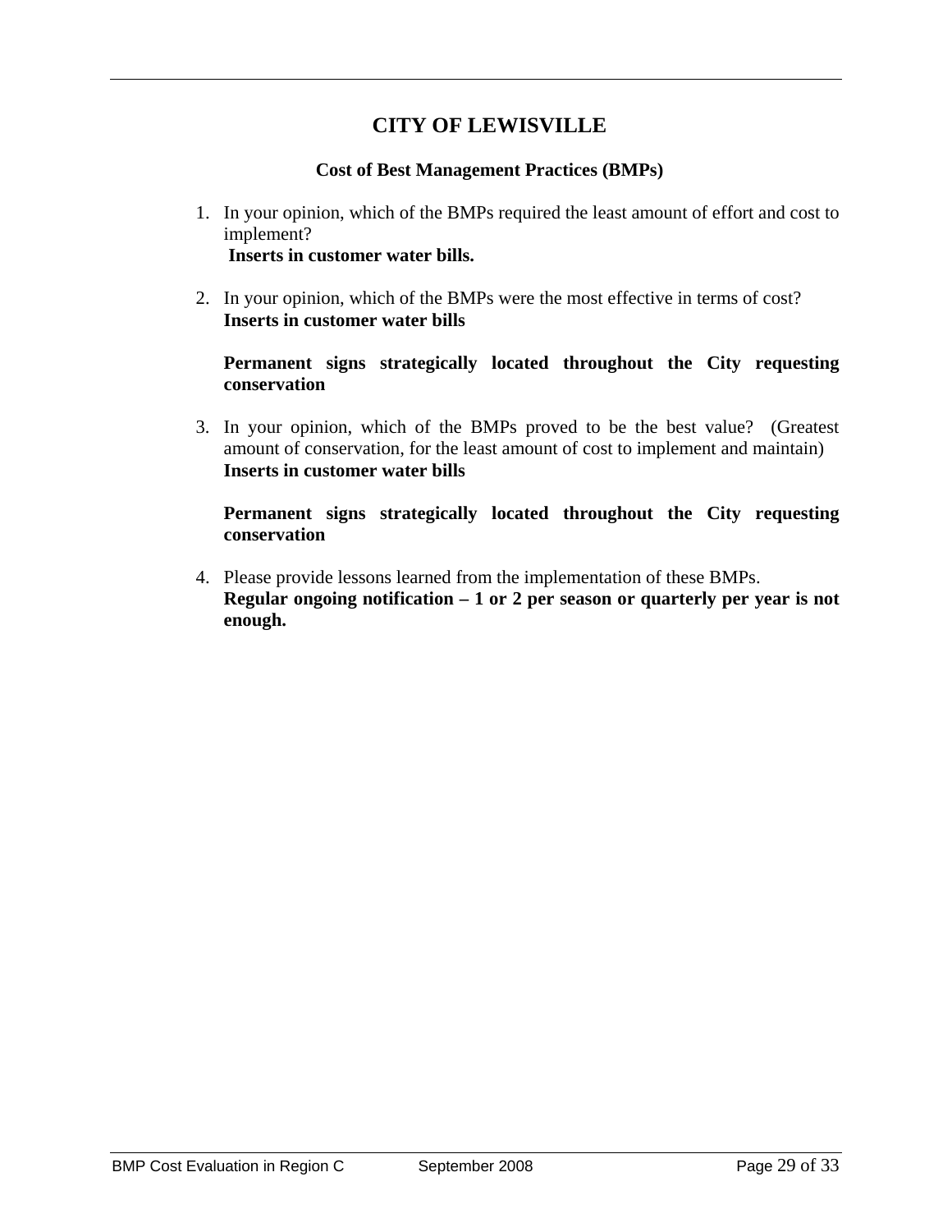# CITY OF LEWISVILLE

### Cost of Best Management Practices (BMPs)

1. In your opinion, which of the BMPs required the least amount of effort and cost to implement?
   **Inserts in customer water bills.**

2. In your opinion, which of the BMPs were the most effective in terms of cost?
   **Inserts in customer water bills**

   **Permanent signs strategically located throughout the City requesting conservation**

3. In your opinion, which of the BMPs proved to be the best value? (Greatest amount of conservation, for the least amount of cost to implement and maintain)
   **Inserts in customer water bills**

   **Permanent signs strategically located throughout the City requesting conservation**

4. Please provide lessons learned from the implementation of these BMPs.
   **Regular ongoing notification – 1 or 2 per season or quarterly per year is not enough.**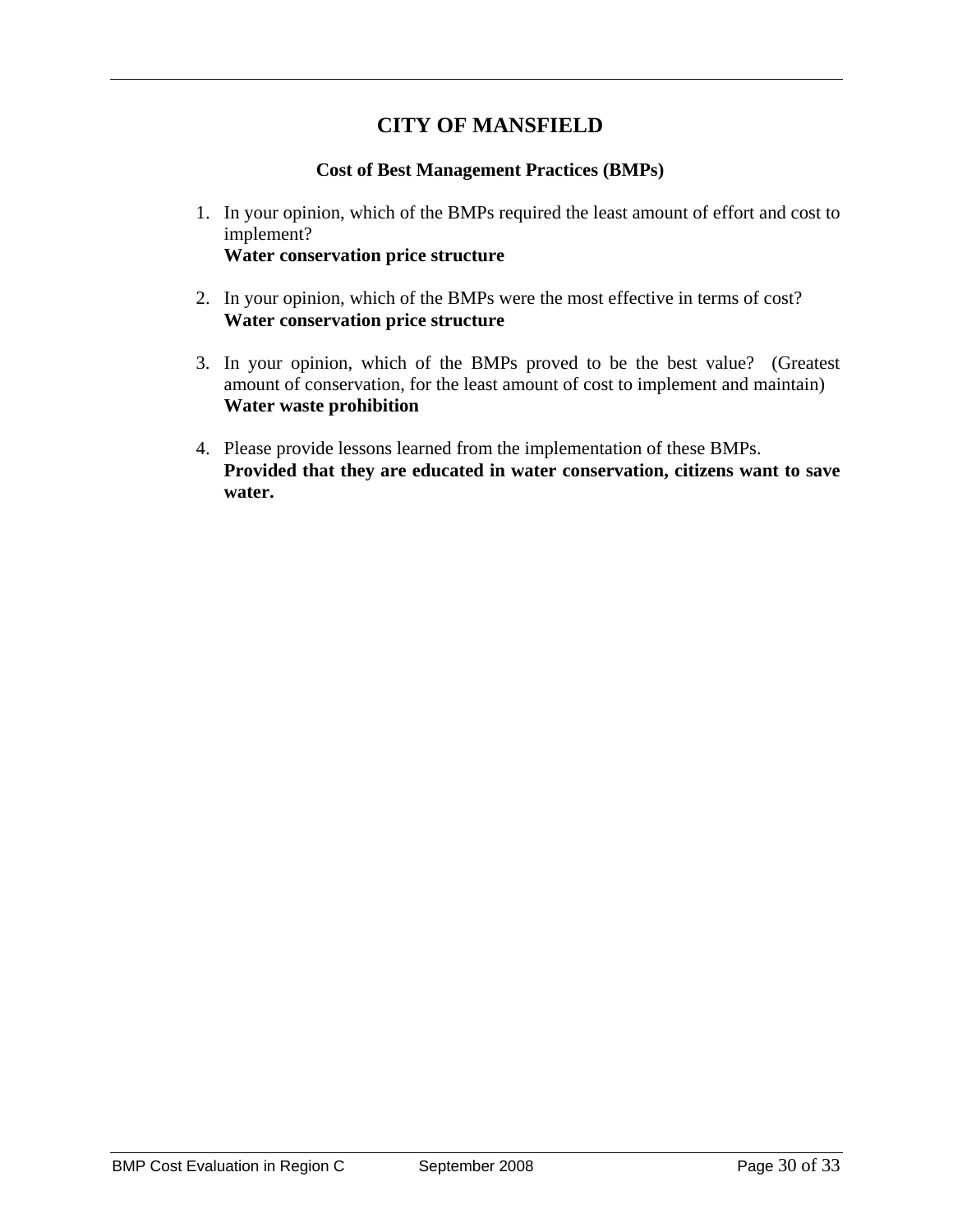# CITY OF MANSFIELD

### Cost of Best Management Practices (BMPs)

1. In your opinion, which of the BMPs required the least amount of effort and cost to implement?
   **Water conservation price structure**

2. In your opinion, which of the BMPs were the most effective in terms of cost?
   **Water conservation price structure**

3. In your opinion, which of the BMPs proved to be the best value? (Greatest amount of conservation, for the least amount of cost to implement and maintain)
   **Water waste prohibition**

4. Please provide lessons learned from the implementation of these BMPs.
   **Provided that they are educated in water conservation, citizens want to save water.**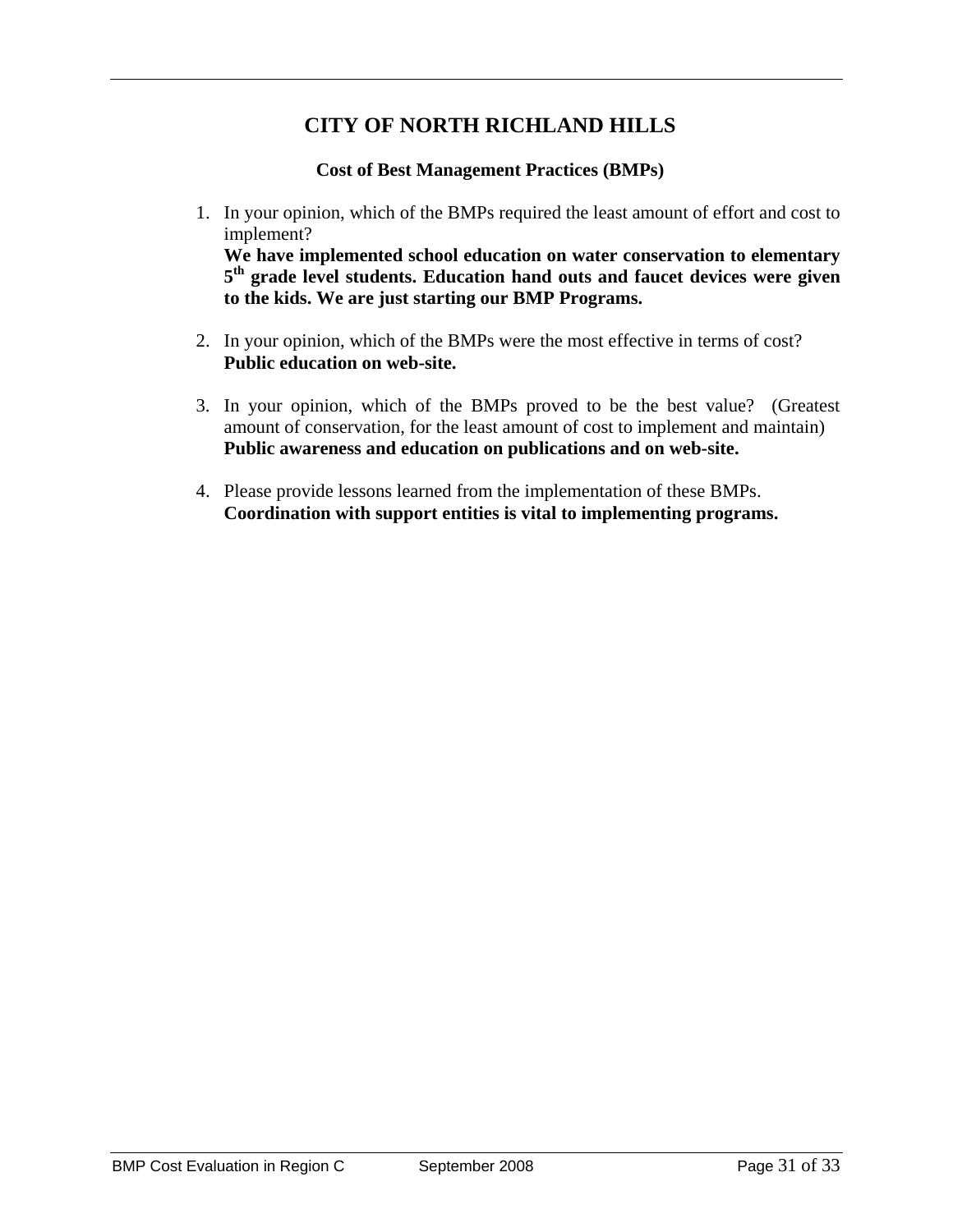# CITY OF NORTH RICHLAND HILLS

### Cost of Best Management Practices (BMPs)

1. In your opinion, which of the BMPs required the least amount of effort and cost to implement?
   **We have implemented school education on water conservation to elementary 5th grade level students. Education hand outs and faucet devices were given to the kids. We are just starting our BMP Programs.**

2. In your opinion, which of the BMPs were the most effective in terms of cost?
   **Public education on web-site.**

3. In your opinion, which of the BMPs proved to be the best value? (Greatest amount of conservation, for the least amount of cost to implement and maintain)
   **Public awareness and education on publications and on web-site.**

4. Please provide lessons learned from the implementation of these BMPs.
   **Coordination with support entities is vital to implementing programs.**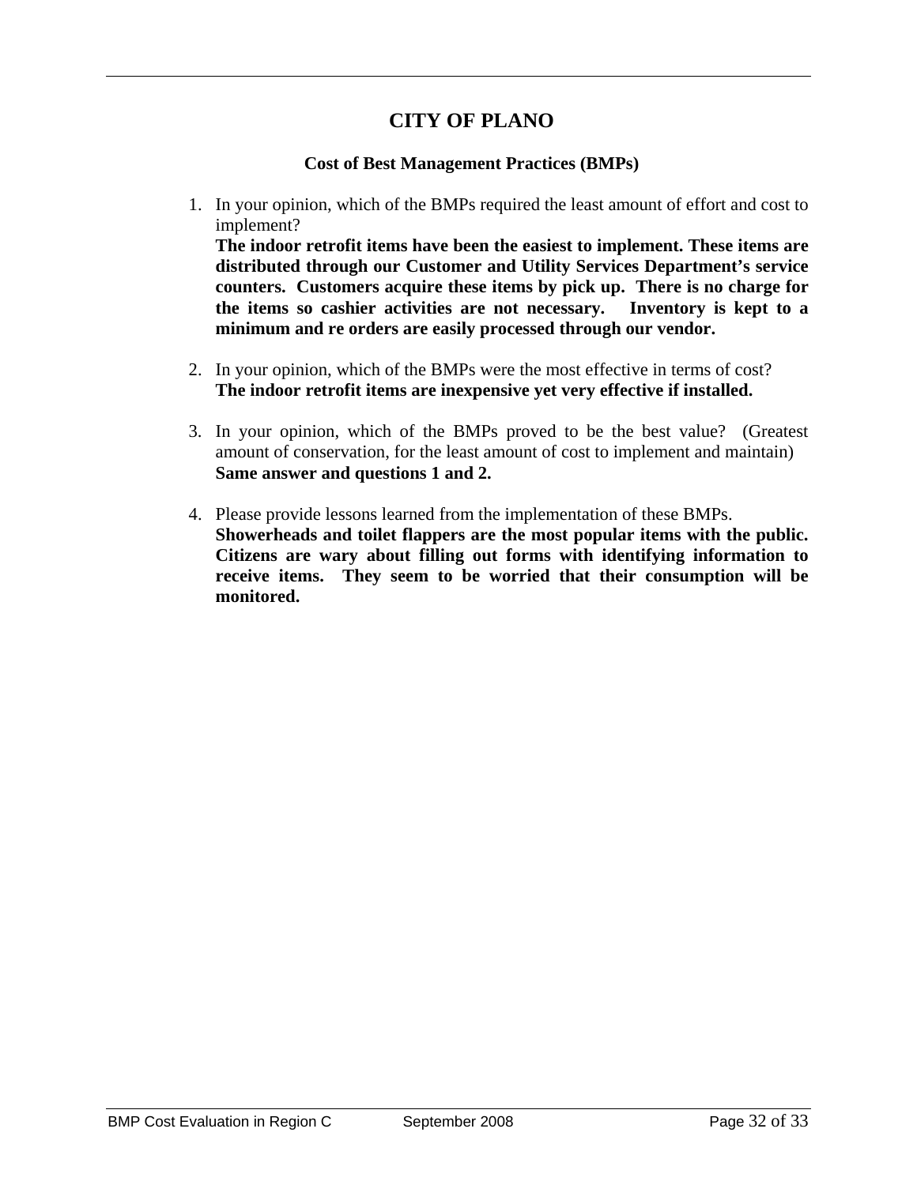# CITY OF PLANO

## Cost of Best Management Practices (BMPs)

1. In your opinion, which of the BMPs required the least amount of effort and cost to implement?
   **The indoor retrofit items have been the easiest to implement. These items are distributed through our Customer and Utility Services Department's service counters. Customers acquire these items by pick up. There is no charge for the items so cashier activities are not necessary. Inventory is kept to a minimum and re orders are easily processed through our vendor.**

2. In your opinion, which of the BMPs were the most effective in terms of cost?
   **The indoor retrofit items are inexpensive yet very effective if installed.**

3. In your opinion, which of the BMPs proved to be the best value? (Greatest amount of conservation, for the least amount of cost to implement and maintain)
   **Same answer and questions 1 and 2.**

4. Please provide lessons learned from the implementation of these BMPs.
   **Showerheads and toilet flappers are the most popular items with the public. Citizens are wary about filling out forms with identifying information to receive items. They seem to be worried that their consumption will be monitored.**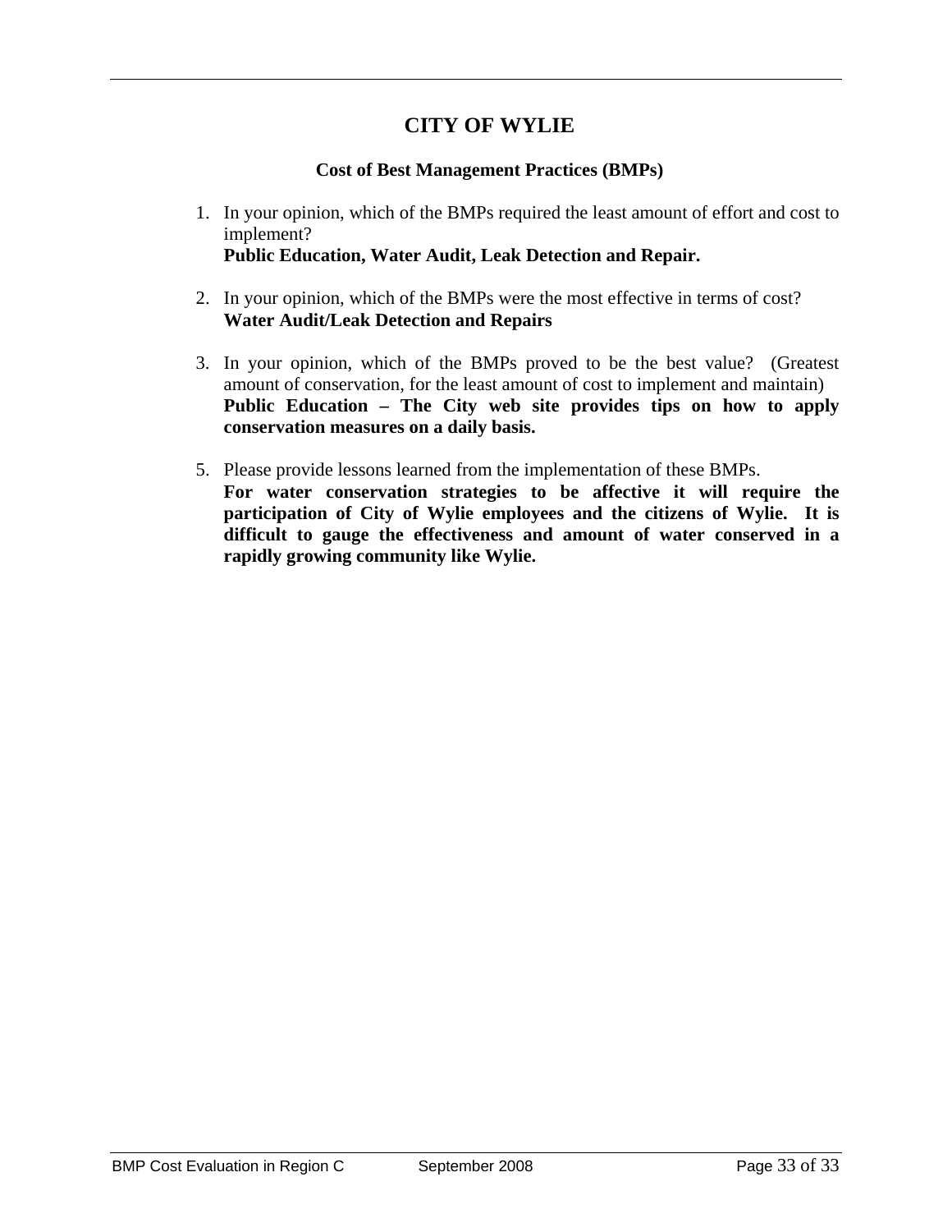# CITY OF WYLIE

**Cost of Best Management Practices (BMPs)**

1. In your opinion, which of the BMPs required the least amount of effort and cost to implement?
   **Public Education, Water Audit, Leak Detection and Repair.**

2. In your opinion, which of the BMPs were the most effective in terms of cost?
   **Water Audit/Leak Detection and Repairs**

3. In your opinion, which of the BMPs proved to be the best value? (Greatest amount of conservation, for the least amount of cost to implement and maintain)
   **Public Education – The City web site provides tips on how to apply conservation measures on a daily basis.**

5. Please provide lessons learned from the implementation of these BMPs.
   **For water conservation strategies to be affective it will require the participation of City of Wylie employees and the citizens of Wylie. It is difficult to gauge the effectiveness and amount of water conserved in a rapidly growing community like Wylie.**